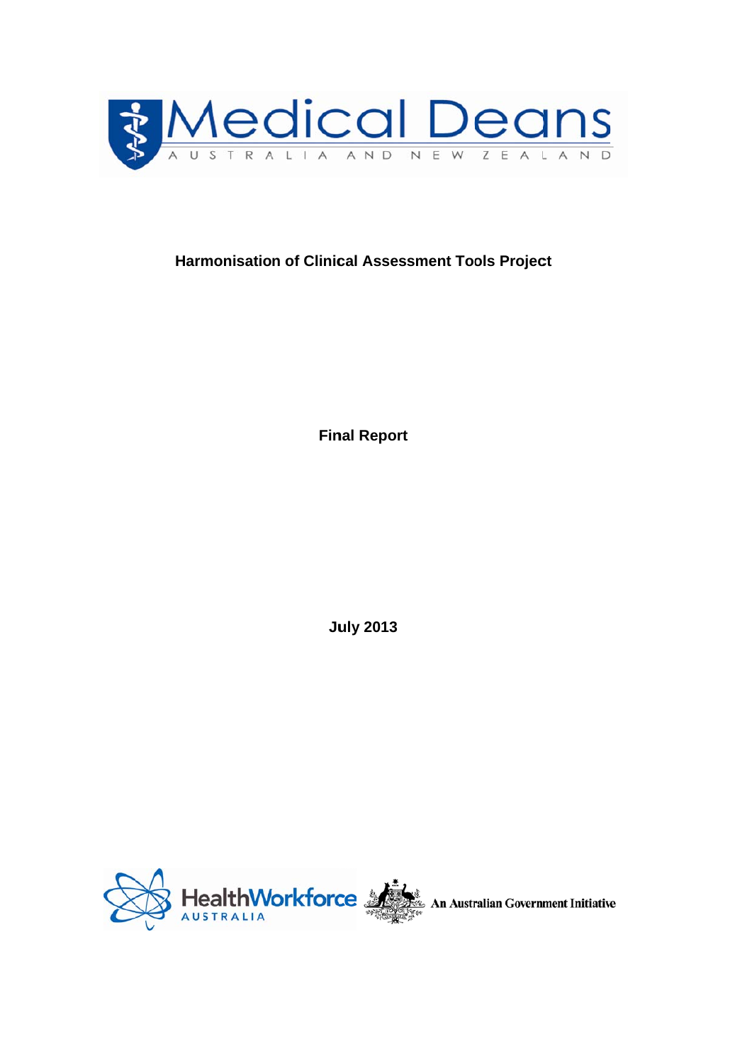Medical Deans

AUSTRALIA AND NEW ZEALAND

# Harmonisation of Clinical Assessment Tools Project

**Final Report**

**July 2013**

HealthWorkforce AUSTRALIA

An Australian Government Initiative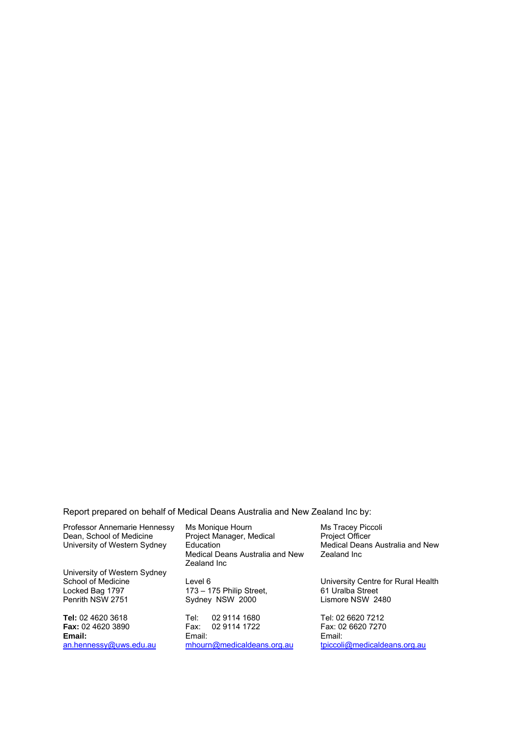Report prepared on behalf of Medical Deans Australia and New Zealand Inc by:

Professor Annemarie Hennessy
Dean, School of Medicine
University of Western Sydney

University of Western Sydney
School of Medicine
Locked Bag 1797
Penrith NSW 2751

**Tel:** 02 4620 3618
**Fax:** 02 4620 3890
**Email:**
an.hennessy@uws.edu.au

Ms Monique Hourn
Project Manager, Medical Education
Medical Deans Australia and New Zealand Inc

Level 6
173 – 175 Philip Street,
Sydney NSW 2000

Tel: 02 9114 1680
Fax: 02 9114 1722
Email:
mhourn@medicaldeans.org.au

Ms Tracey Piccoli
Project Officer
Medical Deans Australia and New Zealand Inc

University Centre for Rural Health
61 Uralba Street
Lismore NSW 2480

Tel: 02 6620 7212
Fax: 02 6620 7270
Email:
tpiccoli@medicaldeans.org.au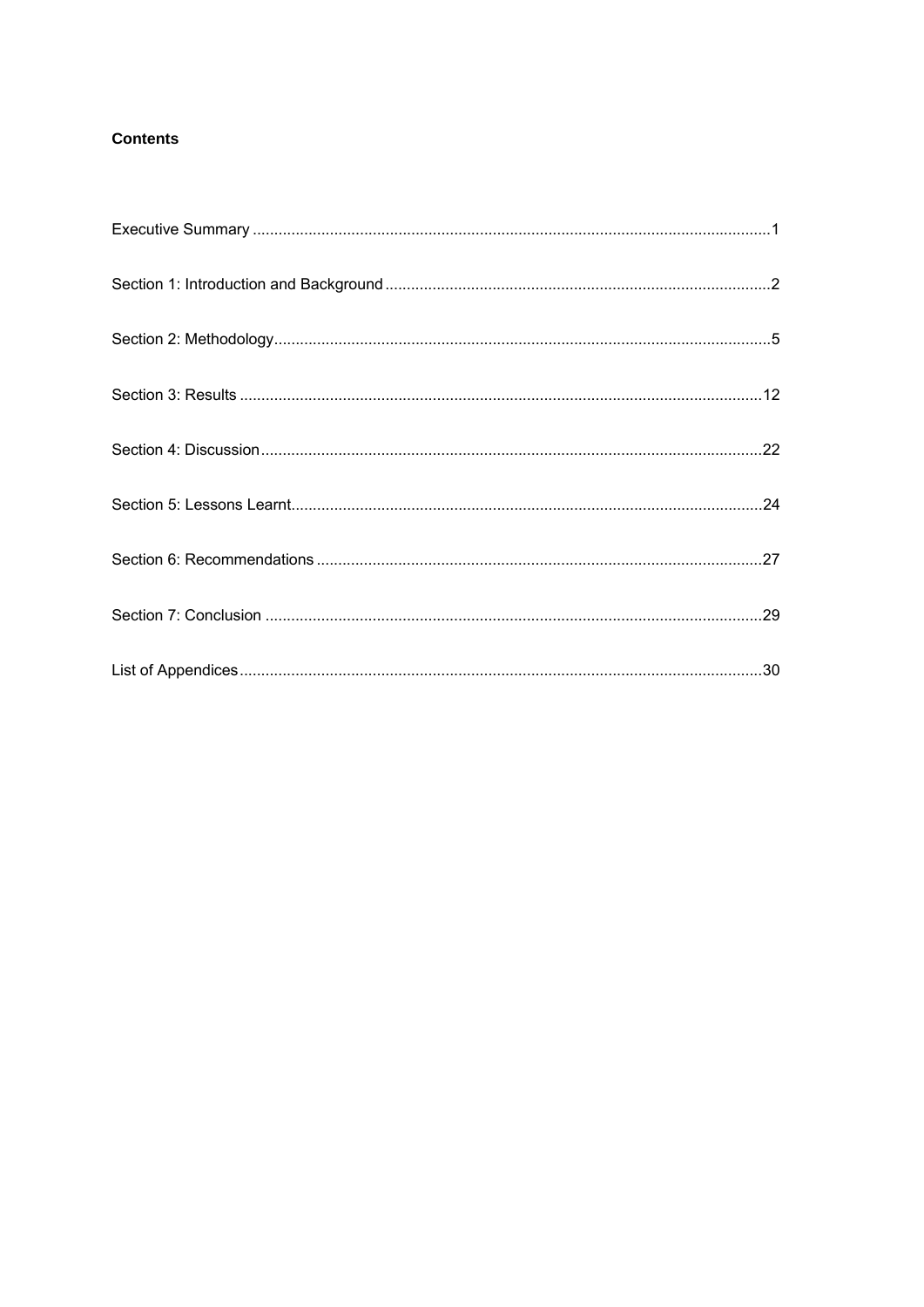**Contents**

Executive Summary .......................................................................................................................1

Section 1: Introduction and Background .........................................................................................2

Section 2: Methodology..................................................................................................................5

Section 3: Results ........................................................................................................................12

Section 4: Discussion...................................................................................................................22

Section 5: Lessons Learnt............................................................................................................24

Section 6: Recommendations ......................................................................................................27

Section 7: Conclusion ..................................................................................................................29

List of Appendices........................................................................................................................30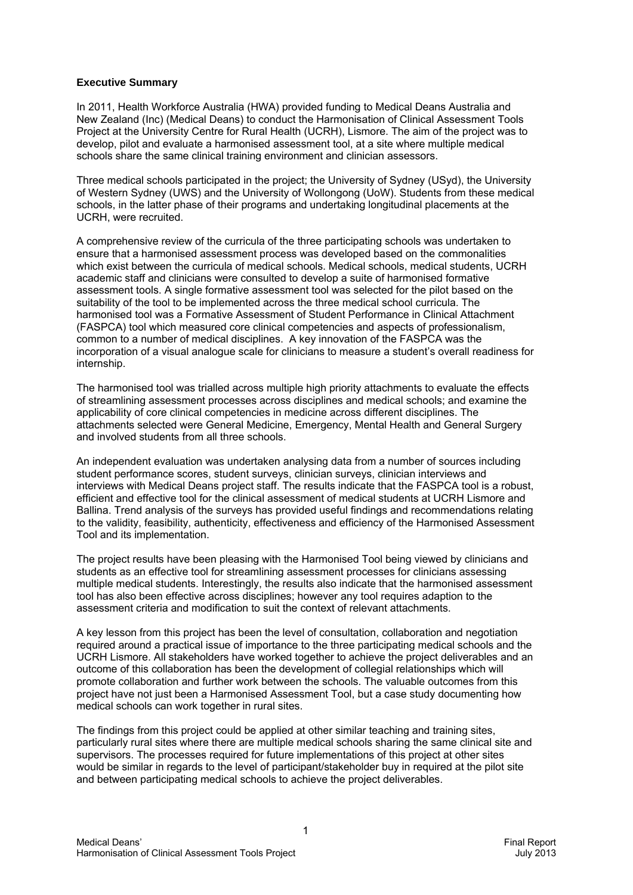**Executive Summary**

In 2011, Health Workforce Australia (HWA) provided funding to Medical Deans Australia and New Zealand (Inc) (Medical Deans) to conduct the Harmonisation of Clinical Assessment Tools Project at the University Centre for Rural Health (UCRH), Lismore. The aim of the project was to develop, pilot and evaluate a harmonised assessment tool, at a site where multiple medical schools share the same clinical training environment and clinician assessors.

Three medical schools participated in the project; the University of Sydney (USyd), the University of Western Sydney (UWS) and the University of Wollongong (UoW). Students from these medical schools, in the latter phase of their programs and undertaking longitudinal placements at the UCRH, were recruited.

A comprehensive review of the curricula of the three participating schools was undertaken to ensure that a harmonised assessment process was developed based on the commonalities which exist between the curricula of medical schools. Medical schools, medical students, UCRH academic staff and clinicians were consulted to develop a suite of harmonised formative assessment tools. A single formative assessment tool was selected for the pilot based on the suitability of the tool to be implemented across the three medical school curricula. The harmonised tool was a Formative Assessment of Student Performance in Clinical Attachment (FASPCA) tool which measured core clinical competencies and aspects of professionalism, common to a number of medical disciplines. A key innovation of the FASPCA was the incorporation of a visual analogue scale for clinicians to measure a student's overall readiness for internship.

The harmonised tool was trialled across multiple high priority attachments to evaluate the effects of streamlining assessment processes across disciplines and medical schools; and examine the applicability of core clinical competencies in medicine across different disciplines. The attachments selected were General Medicine, Emergency, Mental Health and General Surgery and involved students from all three schools.

An independent evaluation was undertaken analysing data from a number of sources including student performance scores, student surveys, clinician surveys, clinician interviews and interviews with Medical Deans project staff. The results indicate that the FASPCA tool is a robust, efficient and effective tool for the clinical assessment of medical students at UCRH Lismore and Ballina. Trend analysis of the surveys has provided useful findings and recommendations relating to the validity, feasibility, authenticity, effectiveness and efficiency of the Harmonised Assessment Tool and its implementation.

The project results have been pleasing with the Harmonised Tool being viewed by clinicians and students as an effective tool for streamlining assessment processes for clinicians assessing multiple medical students. Interestingly, the results also indicate that the harmonised assessment tool has also been effective across disciplines; however any tool requires adaption to the assessment criteria and modification to suit the context of relevant attachments.

A key lesson from this project has been the level of consultation, collaboration and negotiation required around a practical issue of importance to the three participating medical schools and the UCRH Lismore. All stakeholders have worked together to achieve the project deliverables and an outcome of this collaboration has been the development of collegial relationships which will promote collaboration and further work between the schools. The valuable outcomes from this project have not just been a Harmonised Assessment Tool, but a case study documenting how medical schools can work together in rural sites.

The findings from this project could be applied at other similar teaching and training sites, particularly rural sites where there are multiple medical schools sharing the same clinical site and supervisors. The processes required for future implementations of this project at other sites would be similar in regards to the level of participant/stakeholder buy in required at the pilot site and between participating medical schools to achieve the project deliverables.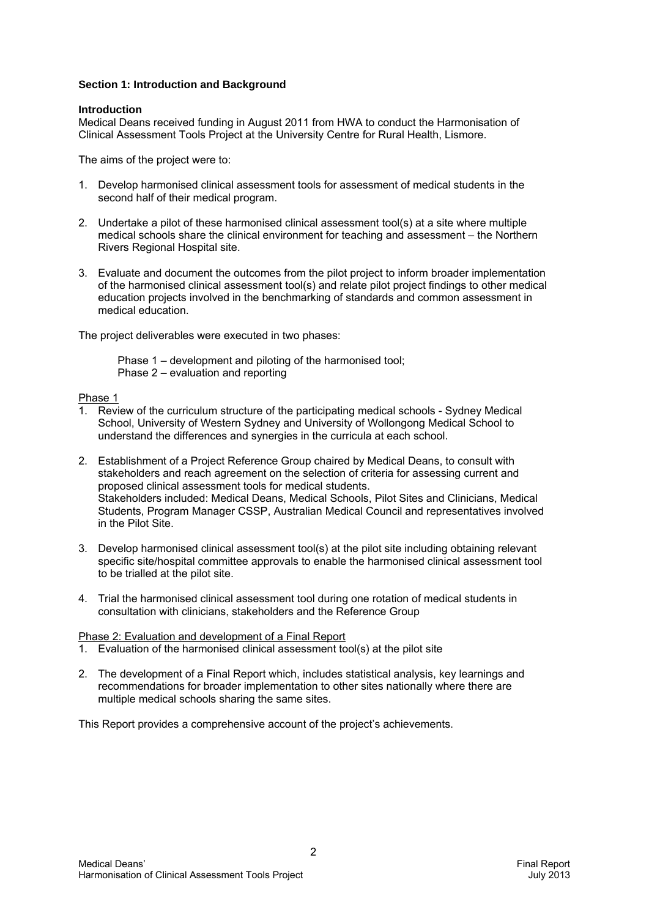## Section 1: Introduction and Background

### Introduction

Medical Deans received funding in August 2011 from HWA to conduct the Harmonisation of Clinical Assessment Tools Project at the University Centre for Rural Health, Lismore.

The aims of the project were to:

1. Develop harmonised clinical assessment tools for assessment of medical students in the second half of their medical program.

2. Undertake a pilot of these harmonised clinical assessment tool(s) at a site where multiple medical schools share the clinical environment for teaching and assessment – the Northern Rivers Regional Hospital site.

3. Evaluate and document the outcomes from the pilot project to inform broader implementation of the harmonised clinical assessment tool(s) and relate pilot project findings to other medical education projects involved in the benchmarking of standards and common assessment in medical education.

The project deliverables were executed in two phases:

Phase 1 – development and piloting of the harmonised tool;
Phase 2 – evaluation and reporting

<u>Phase 1</u>

1. Review of the curriculum structure of the participating medical schools - Sydney Medical School, University of Western Sydney and University of Wollongong Medical School to understand the differences and synergies in the curricula at each school.

2. Establishment of a Project Reference Group chaired by Medical Deans, to consult with stakeholders and reach agreement on the selection of criteria for assessing current and proposed clinical assessment tools for medical students.
   Stakeholders included: Medical Deans, Medical Schools, Pilot Sites and Clinicians, Medical Students, Program Manager CSSP, Australian Medical Council and representatives involved in the Pilot Site.

3. Develop harmonised clinical assessment tool(s) at the pilot site including obtaining relevant specific site/hospital committee approvals to enable the harmonised clinical assessment tool to be trialled at the pilot site.

4. Trial the harmonised clinical assessment tool during one rotation of medical students in consultation with clinicians, stakeholders and the Reference Group

<u>Phase 2: Evaluation and development of a Final Report</u>

1. Evaluation of the harmonised clinical assessment tool(s) at the pilot site

2. The development of a Final Report which, includes statistical analysis, key learnings and recommendations for broader implementation to other sites nationally where there are multiple medical schools sharing the same sites.

This Report provides a comprehensive account of the project's achievements.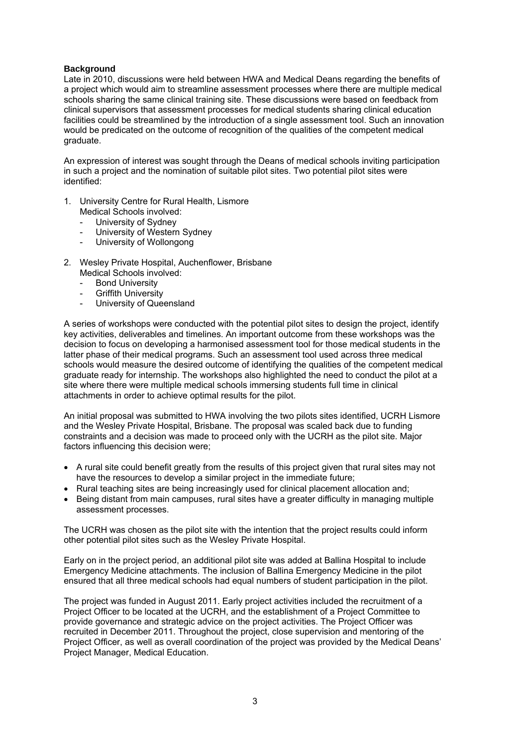**Background**

Late in 2010, discussions were held between HWA and Medical Deans regarding the benefits of a project which would aim to streamline assessment processes where there are multiple medical schools sharing the same clinical training site. These discussions were based on feedback from clinical supervisors that assessment processes for medical students sharing clinical education facilities could be streamlined by the introduction of a single assessment tool. Such an innovation would be predicated on the outcome of recognition of the qualities of the competent medical graduate.

An expression of interest was sought through the Deans of medical schools inviting participation in such a project and the nomination of suitable pilot sites. Two potential pilot sites were identified:

1. University Centre for Rural Health, Lismore
   Medical Schools involved:
   - University of Sydney
   - University of Western Sydney
   - University of Wollongong

2. Wesley Private Hospital, Auchenflower, Brisbane
   Medical Schools involved:
   - Bond University
   - Griffith University
   - University of Queensland

A series of workshops were conducted with the potential pilot sites to design the project, identify key activities, deliverables and timelines. An important outcome from these workshops was the decision to focus on developing a harmonised assessment tool for those medical students in the latter phase of their medical programs. Such an assessment tool used across three medical schools would measure the desired outcome of identifying the qualities of the competent medical graduate ready for internship. The workshops also highlighted the need to conduct the pilot at a site where there were multiple medical schools immersing students full time in clinical attachments in order to achieve optimal results for the pilot.

An initial proposal was submitted to HWA involving the two pilots sites identified, UCRH Lismore and the Wesley Private Hospital, Brisbane. The proposal was scaled back due to funding constraints and a decision was made to proceed only with the UCRH as the pilot site. Major factors influencing this decision were;

- A rural site could benefit greatly from the results of this project given that rural sites may not have the resources to develop a similar project in the immediate future;
- Rural teaching sites are being increasingly used for clinical placement allocation and;
- Being distant from main campuses, rural sites have a greater difficulty in managing multiple assessment processes.

The UCRH was chosen as the pilot site with the intention that the project results could inform other potential pilot sites such as the Wesley Private Hospital.

Early on in the project period, an additional pilot site was added at Ballina Hospital to include Emergency Medicine attachments. The inclusion of Ballina Emergency Medicine in the pilot ensured that all three medical schools had equal numbers of student participation in the pilot.

The project was funded in August 2011. Early project activities included the recruitment of a Project Officer to be located at the UCRH, and the establishment of a Project Committee to provide governance and strategic advice on the project activities. The Project Officer was recruited in December 2011. Throughout the project, close supervision and mentoring of the Project Officer, as well as overall coordination of the project was provided by the Medical Deans' Project Manager, Medical Education.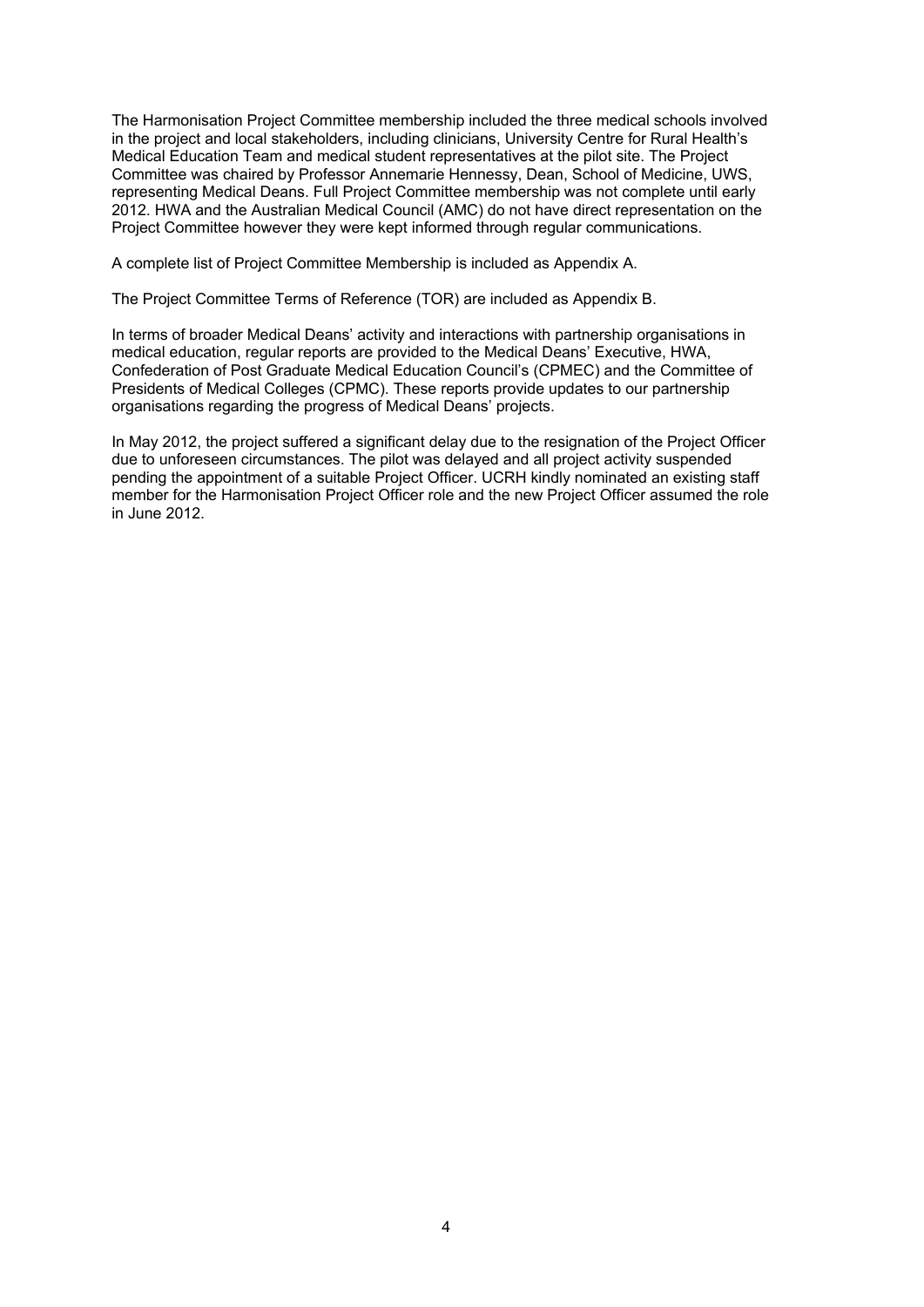The Harmonisation Project Committee membership included the three medical schools involved in the project and local stakeholders, including clinicians, University Centre for Rural Health's Medical Education Team and medical student representatives at the pilot site. The Project Committee was chaired by Professor Annemarie Hennessy, Dean, School of Medicine, UWS, representing Medical Deans. Full Project Committee membership was not complete until early 2012. HWA and the Australian Medical Council (AMC) do not have direct representation on the Project Committee however they were kept informed through regular communications.

A complete list of Project Committee Membership is included as Appendix A.

The Project Committee Terms of Reference (TOR) are included as Appendix B.

In terms of broader Medical Deans' activity and interactions with partnership organisations in medical education, regular reports are provided to the Medical Deans' Executive, HWA, Confederation of Post Graduate Medical Education Council's (CPMEC) and the Committee of Presidents of Medical Colleges (CPMC). These reports provide updates to our partnership organisations regarding the progress of Medical Deans' projects.

In May 2012, the project suffered a significant delay due to the resignation of the Project Officer due to unforeseen circumstances. The pilot was delayed and all project activity suspended pending the appointment of a suitable Project Officer. UCRH kindly nominated an existing staff member for the Harmonisation Project Officer role and the new Project Officer assumed the role in June 2012.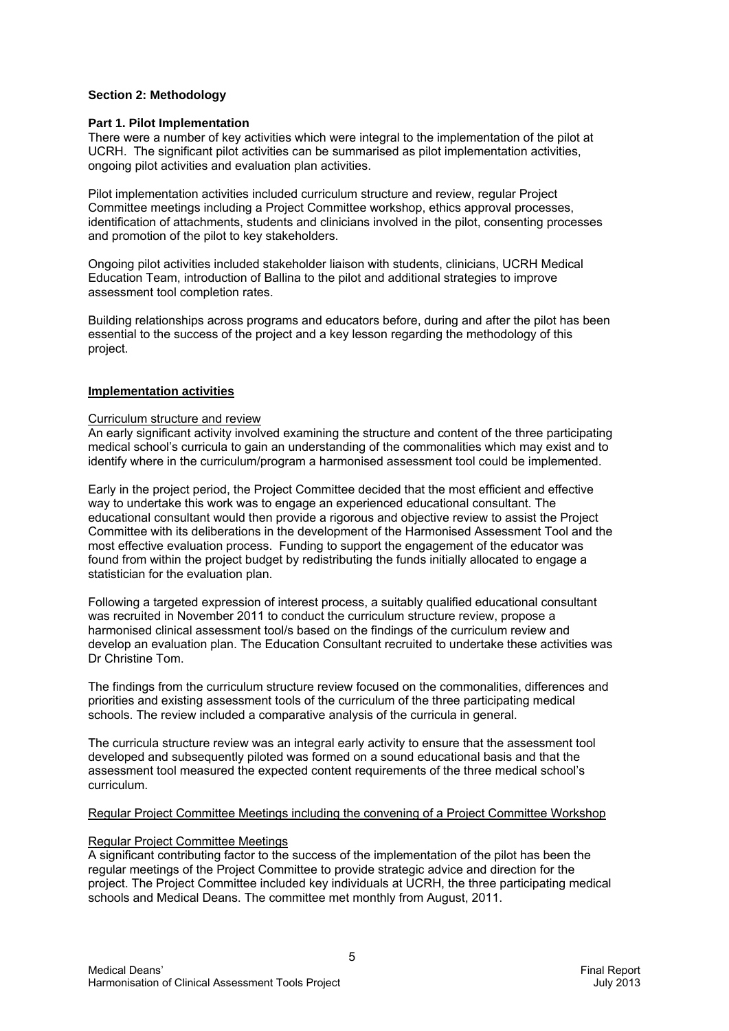## Section 2: Methodology

### Part 1. Pilot Implementation

There were a number of key activities which were integral to the implementation of the pilot at UCRH. The significant pilot activities can be summarised as pilot implementation activities, ongoing pilot activities and evaluation plan activities.

Pilot implementation activities included curriculum structure and review, regular Project Committee meetings including a Project Committee workshop, ethics approval processes, identification of attachments, students and clinicians involved in the pilot, consenting processes and promotion of the pilot to key stakeholders.

Ongoing pilot activities included stakeholder liaison with students, clinicians, UCRH Medical Education Team, introduction of Ballina to the pilot and additional strategies to improve assessment tool completion rates.

Building relationships across programs and educators before, during and after the pilot has been essential to the success of the project and a key lesson regarding the methodology of this project.

#### Implementation activities

**Curriculum structure and review**

An early significant activity involved examining the structure and content of the three participating medical school's curricula to gain an understanding of the commonalities which may exist and to identify where in the curriculum/program a harmonised assessment tool could be implemented.

Early in the project period, the Project Committee decided that the most efficient and effective way to undertake this work was to engage an experienced educational consultant. The educational consultant would then provide a rigorous and objective review to assist the Project Committee with its deliberations in the development of the Harmonised Assessment Tool and the most effective evaluation process. Funding to support the engagement of the educator was found from within the project budget by redistributing the funds initially allocated to engage a statistician for the evaluation plan.

Following a targeted expression of interest process, a suitably qualified educational consultant was recruited in November 2011 to conduct the curriculum structure review, propose a harmonised clinical assessment tool/s based on the findings of the curriculum review and develop an evaluation plan. The Education Consultant recruited to undertake these activities was Dr Christine Tom.

The findings from the curriculum structure review focused on the commonalities, differences and priorities and existing assessment tools of the curriculum of the three participating medical schools. The review included a comparative analysis of the curricula in general.

The curricula structure review was an integral early activity to ensure that the assessment tool developed and subsequently piloted was formed on a sound educational basis and that the assessment tool measured the expected content requirements of the three medical school's curriculum.

**Regular Project Committee Meetings including the convening of a Project Committee Workshop**

**Regular Project Committee Meetings**

A significant contributing factor to the success of the implementation of the pilot has been the regular meetings of the Project Committee to provide strategic advice and direction for the project. The Project Committee included key individuals at UCRH, the three participating medical schools and Medical Deans. The committee met monthly from August, 2011.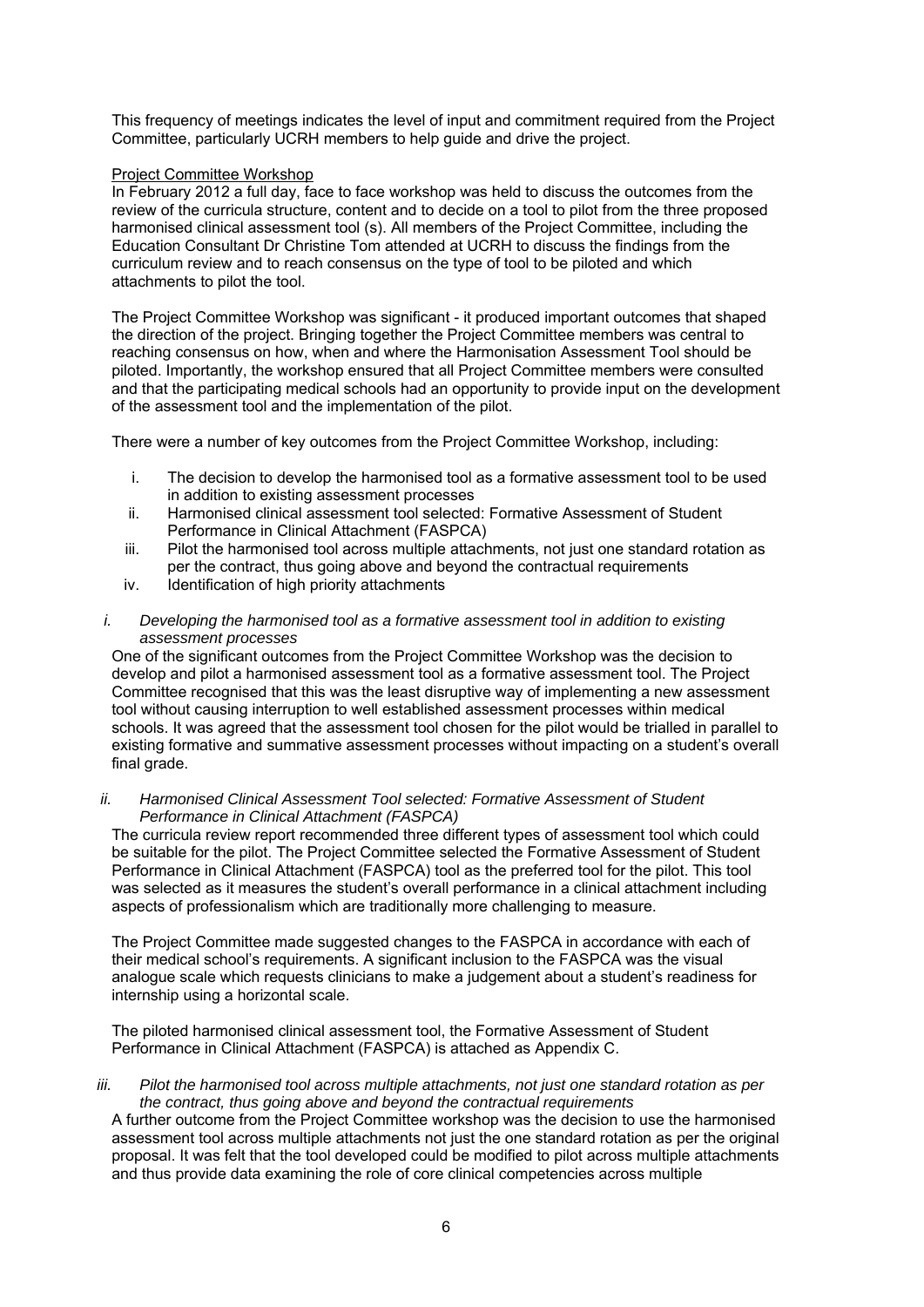This frequency of meetings indicates the level of input and commitment required from the Project Committee, particularly UCRH members to help guide and drive the project.

Project Committee Workshop

In February 2012 a full day, face to face workshop was held to discuss the outcomes from the review of the curricula structure, content and to decide on a tool to pilot from the three proposed harmonised clinical assessment tool (s). All members of the Project Committee, including the Education Consultant Dr Christine Tom attended at UCRH to discuss the findings from the curriculum review and to reach consensus on the type of tool to be piloted and which attachments to pilot the tool.

The Project Committee Workshop was significant - it produced important outcomes that shaped the direction of the project. Bringing together the Project Committee members was central to reaching consensus on how, when and where the Harmonisation Assessment Tool should be piloted. Importantly, the workshop ensured that all Project Committee members were consulted and that the participating medical schools had an opportunity to provide input on the development of the assessment tool and the implementation of the pilot.

There were a number of key outcomes from the Project Committee Workshop, including:

i. The decision to develop the harmonised tool as a formative assessment tool to be used in addition to existing assessment processes
ii. Harmonised clinical assessment tool selected: Formative Assessment of Student Performance in Clinical Attachment (FASPCA)
iii. Pilot the harmonised tool across multiple attachments, not just one standard rotation as per the contract, thus going above and beyond the contractual requirements
iv. Identification of high priority attachments

*i. Developing the harmonised tool as a formative assessment tool in addition to existing assessment processes*

One of the significant outcomes from the Project Committee Workshop was the decision to develop and pilot a harmonised assessment tool as a formative assessment tool. The Project Committee recognised that this was the least disruptive way of implementing a new assessment tool without causing interruption to well established assessment processes within medical schools. It was agreed that the assessment tool chosen for the pilot would be trialled in parallel to existing formative and summative assessment processes without impacting on a student's overall final grade.

*ii. Harmonised Clinical Assessment Tool selected: Formative Assessment of Student Performance in Clinical Attachment (FASPCA)*

The curricula review report recommended three different types of assessment tool which could be suitable for the pilot. The Project Committee selected the Formative Assessment of Student Performance in Clinical Attachment (FASPCA) tool as the preferred tool for the pilot. This tool was selected as it measures the student's overall performance in a clinical attachment including aspects of professionalism which are traditionally more challenging to measure.

The Project Committee made suggested changes to the FASPCA in accordance with each of their medical school's requirements. A significant inclusion to the FASPCA was the visual analogue scale which requests clinicians to make a judgement about a student's readiness for internship using a horizontal scale.

The piloted harmonised clinical assessment tool, the Formative Assessment of Student Performance in Clinical Attachment (FASPCA) is attached as Appendix C.

*iii. Pilot the harmonised tool across multiple attachments, not just one standard rotation as per the contract, thus going above and beyond the contractual requirements*

A further outcome from the Project Committee workshop was the decision to use the harmonised assessment tool across multiple attachments not just the one standard rotation as per the original proposal. It was felt that the tool developed could be modified to pilot across multiple attachments and thus provide data examining the role of core clinical competencies across multiple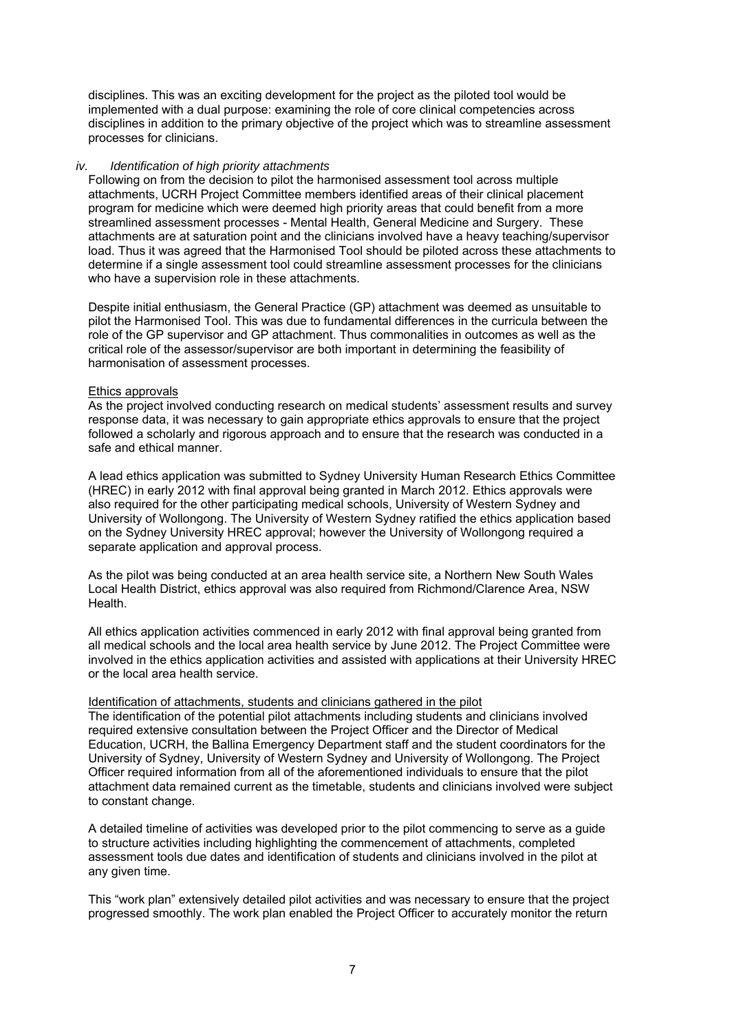disciplines. This was an exciting development for the project as the piloted tool would be implemented with a dual purpose: examining the role of core clinical competencies across disciplines in addition to the primary objective of the project which was to streamline assessment processes for clinicians.

*iv. Identification of high priority attachments*

Following on from the decision to pilot the harmonised assessment tool across multiple attachments, UCRH Project Committee members identified areas of their clinical placement program for medicine which were deemed high priority areas that could benefit from a more streamlined assessment processes - Mental Health, General Medicine and Surgery. These attachments are at saturation point and the clinicians involved have a heavy teaching/supervisor load. Thus it was agreed that the Harmonised Tool should be piloted across these attachments to determine if a single assessment tool could streamline assessment processes for the clinicians who have a supervision role in these attachments.

Despite initial enthusiasm, the General Practice (GP) attachment was deemed as unsuitable to pilot the Harmonised Tool. This was due to fundamental differences in the curricula between the role of the GP supervisor and GP attachment. Thus commonalities in outcomes as well as the critical role of the assessor/supervisor are both important in determining the feasibility of harmonisation of assessment processes.

<u>Ethics approvals</u>

As the project involved conducting research on medical students' assessment results and survey response data, it was necessary to gain appropriate ethics approvals to ensure that the project followed a scholarly and rigorous approach and to ensure that the research was conducted in a safe and ethical manner.

A lead ethics application was submitted to Sydney University Human Research Ethics Committee (HREC) in early 2012 with final approval being granted in March 2012. Ethics approvals were also required for the other participating medical schools, University of Western Sydney and University of Wollongong. The University of Western Sydney ratified the ethics application based on the Sydney University HREC approval; however the University of Wollongong required a separate application and approval process.

As the pilot was being conducted at an area health service site, a Northern New South Wales Local Health District, ethics approval was also required from Richmond/Clarence Area, NSW Health.

All ethics application activities commenced in early 2012 with final approval being granted from all medical schools and the local area health service by June 2012. The Project Committee were involved in the ethics application activities and assisted with applications at their University HREC or the local area health service.

<u>Identification of attachments, students and clinicians gathered in the pilot</u>

The identification of the potential pilot attachments including students and clinicians involved required extensive consultation between the Project Officer and the Director of Medical Education, UCRH, the Ballina Emergency Department staff and the student coordinators for the University of Sydney, University of Western Sydney and University of Wollongong. The Project Officer required information from all of the aforementioned individuals to ensure that the pilot attachment data remained current as the timetable, students and clinicians involved were subject to constant change.

A detailed timeline of activities was developed prior to the pilot commencing to serve as a guide to structure activities including highlighting the commencement of attachments, completed assessment tools due dates and identification of students and clinicians involved in the pilot at any given time.

This "work plan" extensively detailed pilot activities and was necessary to ensure that the project progressed smoothly. The work plan enabled the Project Officer to accurately monitor the return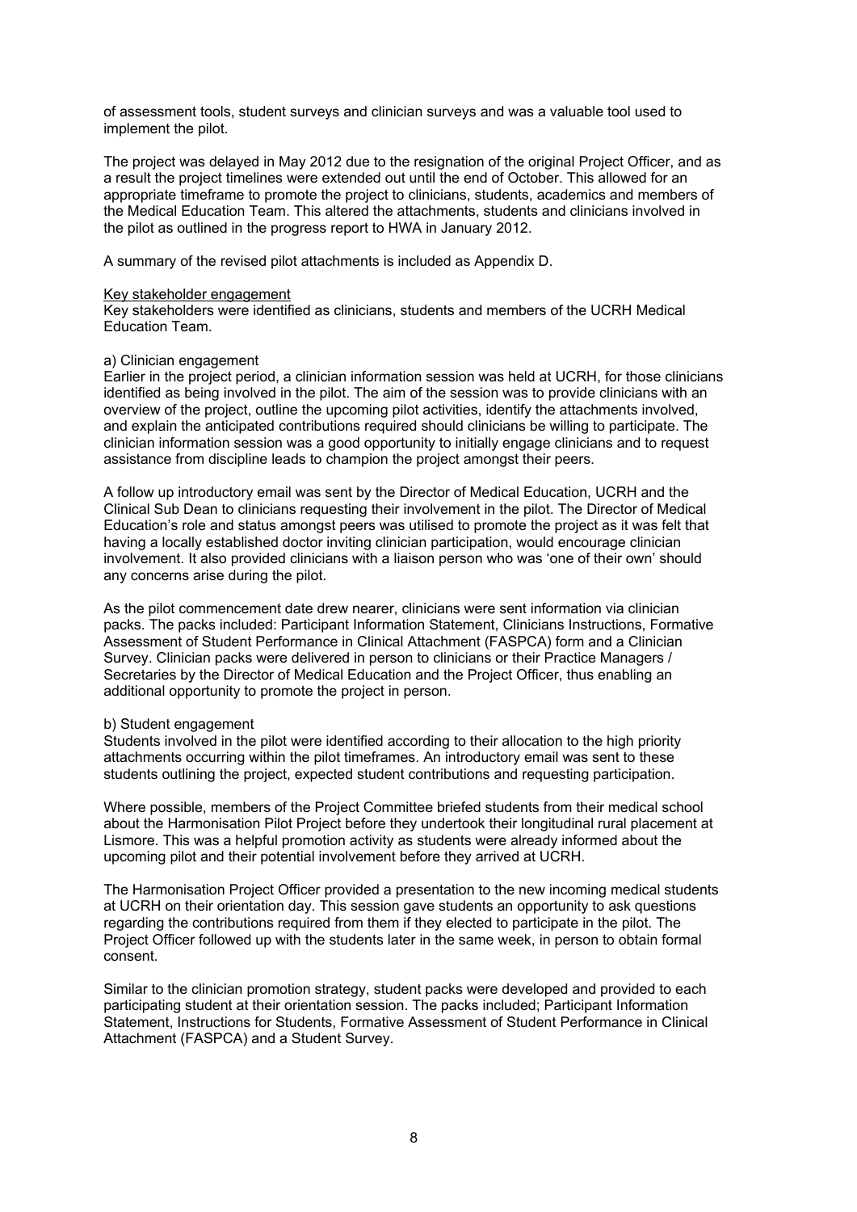of assessment tools, student surveys and clinician surveys and was a valuable tool used to implement the pilot.

The project was delayed in May 2012 due to the resignation of the original Project Officer, and as a result the project timelines were extended out until the end of October. This allowed for an appropriate timeframe to promote the project to clinicians, students, academics and members of the Medical Education Team. This altered the attachments, students and clinicians involved in the pilot as outlined in the progress report to HWA in January 2012.

A summary of the revised pilot attachments is included as Appendix D.

<u>Key stakeholder engagement</u>

Key stakeholders were identified as clinicians, students and members of the UCRH Medical Education Team.

a) Clinician engagement

Earlier in the project period, a clinician information session was held at UCRH, for those clinicians identified as being involved in the pilot. The aim of the session was to provide clinicians with an overview of the project, outline the upcoming pilot activities, identify the attachments involved, and explain the anticipated contributions required should clinicians be willing to participate. The clinician information session was a good opportunity to initially engage clinicians and to request assistance from discipline leads to champion the project amongst their peers.

A follow up introductory email was sent by the Director of Medical Education, UCRH and the Clinical Sub Dean to clinicians requesting their involvement in the pilot. The Director of Medical Education's role and status amongst peers was utilised to promote the project as it was felt that having a locally established doctor inviting clinician participation, would encourage clinician involvement. It also provided clinicians with a liaison person who was 'one of their own' should any concerns arise during the pilot.

As the pilot commencement date drew nearer, clinicians were sent information via clinician packs. The packs included: Participant Information Statement, Clinicians Instructions, Formative Assessment of Student Performance in Clinical Attachment (FASPCA) form and a Clinician Survey. Clinician packs were delivered in person to clinicians or their Practice Managers / Secretaries by the Director of Medical Education and the Project Officer, thus enabling an additional opportunity to promote the project in person.

b) Student engagement

Students involved in the pilot were identified according to their allocation to the high priority attachments occurring within the pilot timeframes. An introductory email was sent to these students outlining the project, expected student contributions and requesting participation.

Where possible, members of the Project Committee briefed students from their medical school about the Harmonisation Pilot Project before they undertook their longitudinal rural placement at Lismore. This was a helpful promotion activity as students were already informed about the upcoming pilot and their potential involvement before they arrived at UCRH.

The Harmonisation Project Officer provided a presentation to the new incoming medical students at UCRH on their orientation day. This session gave students an opportunity to ask questions regarding the contributions required from them if they elected to participate in the pilot. The Project Officer followed up with the students later in the same week, in person to obtain formal consent.

Similar to the clinician promotion strategy, student packs were developed and provided to each participating student at their orientation session. The packs included; Participant Information Statement, Instructions for Students, Formative Assessment of Student Performance in Clinical Attachment (FASPCA) and a Student Survey.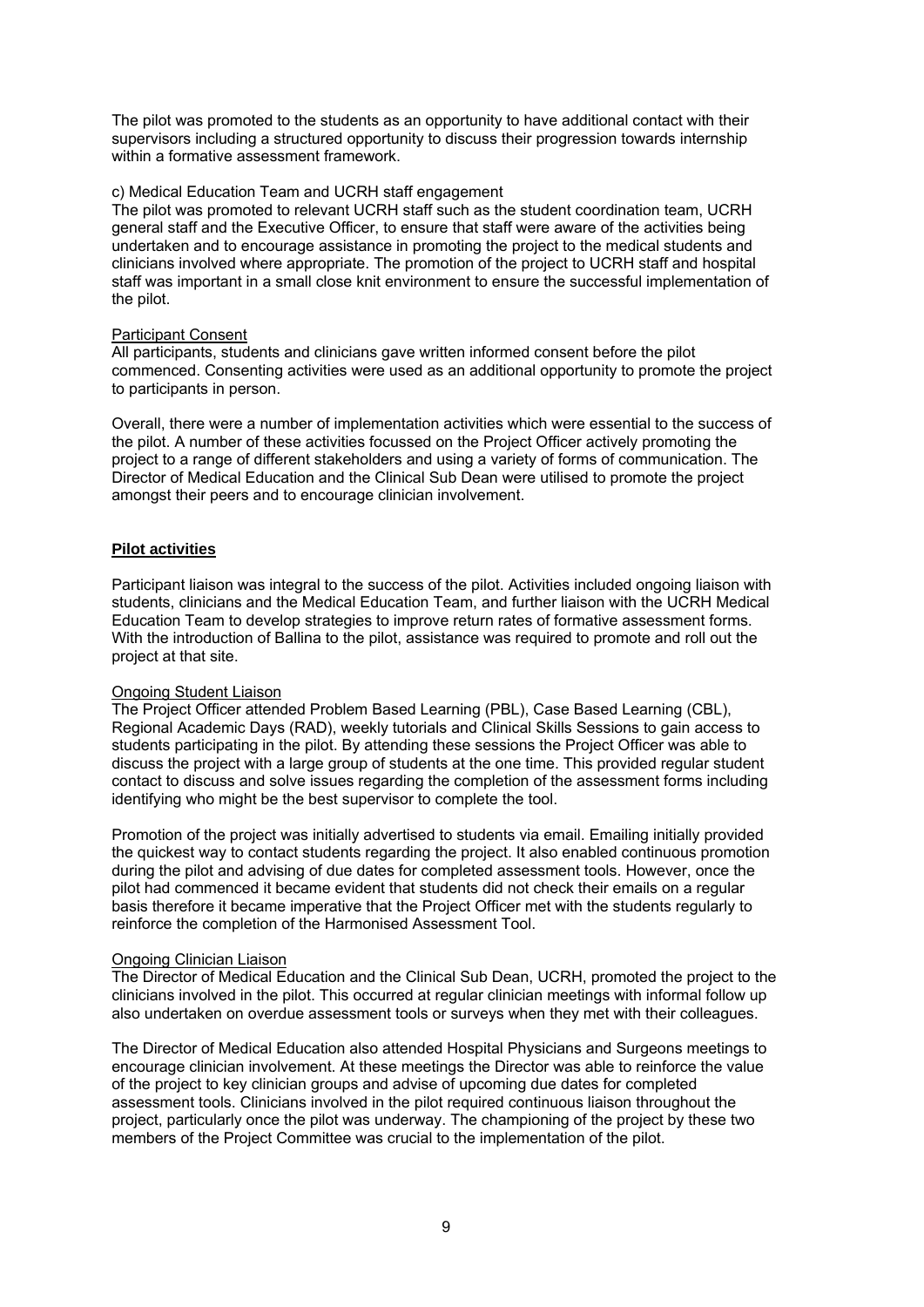The pilot was promoted to the students as an opportunity to have additional contact with their supervisors including a structured opportunity to discuss their progression towards internship within a formative assessment framework.

c) Medical Education Team and UCRH staff engagement

The pilot was promoted to relevant UCRH staff such as the student coordination team, UCRH general staff and the Executive Officer, to ensure that staff were aware of the activities being undertaken and to encourage assistance in promoting the project to the medical students and clinicians involved where appropriate. The promotion of the project to UCRH staff and hospital staff was important in a small close knit environment to ensure the successful implementation of the pilot.

Participant Consent

All participants, students and clinicians gave written informed consent before the pilot commenced. Consenting activities were used as an additional opportunity to promote the project to participants in person.

Overall, there were a number of implementation activities which were essential to the success of the pilot. A number of these activities focussed on the Project Officer actively promoting the project to a range of different stakeholders and using a variety of forms of communication. The Director of Medical Education and the Clinical Sub Dean were utilised to promote the project amongst their peers and to encourage clinician involvement.

## Pilot activities

Participant liaison was integral to the success of the pilot. Activities included ongoing liaison with students, clinicians and the Medical Education Team, and further liaison with the UCRH Medical Education Team to develop strategies to improve return rates of formative assessment forms. With the introduction of Ballina to the pilot, assistance was required to promote and roll out the project at that site.

Ongoing Student Liaison

The Project Officer attended Problem Based Learning (PBL), Case Based Learning (CBL), Regional Academic Days (RAD), weekly tutorials and Clinical Skills Sessions to gain access to students participating in the pilot. By attending these sessions the Project Officer was able to discuss the project with a large group of students at the one time. This provided regular student contact to discuss and solve issues regarding the completion of the assessment forms including identifying who might be the best supervisor to complete the tool.

Promotion of the project was initially advertised to students via email. Emailing initially provided the quickest way to contact students regarding the project. It also enabled continuous promotion during the pilot and advising of due dates for completed assessment tools. However, once the pilot had commenced it became evident that students did not check their emails on a regular basis therefore it became imperative that the Project Officer met with the students regularly to reinforce the completion of the Harmonised Assessment Tool.

Ongoing Clinician Liaison

The Director of Medical Education and the Clinical Sub Dean, UCRH, promoted the project to the clinicians involved in the pilot. This occurred at regular clinician meetings with informal follow up also undertaken on overdue assessment tools or surveys when they met with their colleagues.

The Director of Medical Education also attended Hospital Physicians and Surgeons meetings to encourage clinician involvement. At these meetings the Director was able to reinforce the value of the project to key clinician groups and advise of upcoming due dates for completed assessment tools. Clinicians involved in the pilot required continuous liaison throughout the project, particularly once the pilot was underway. The championing of the project by these two members of the Project Committee was crucial to the implementation of the pilot.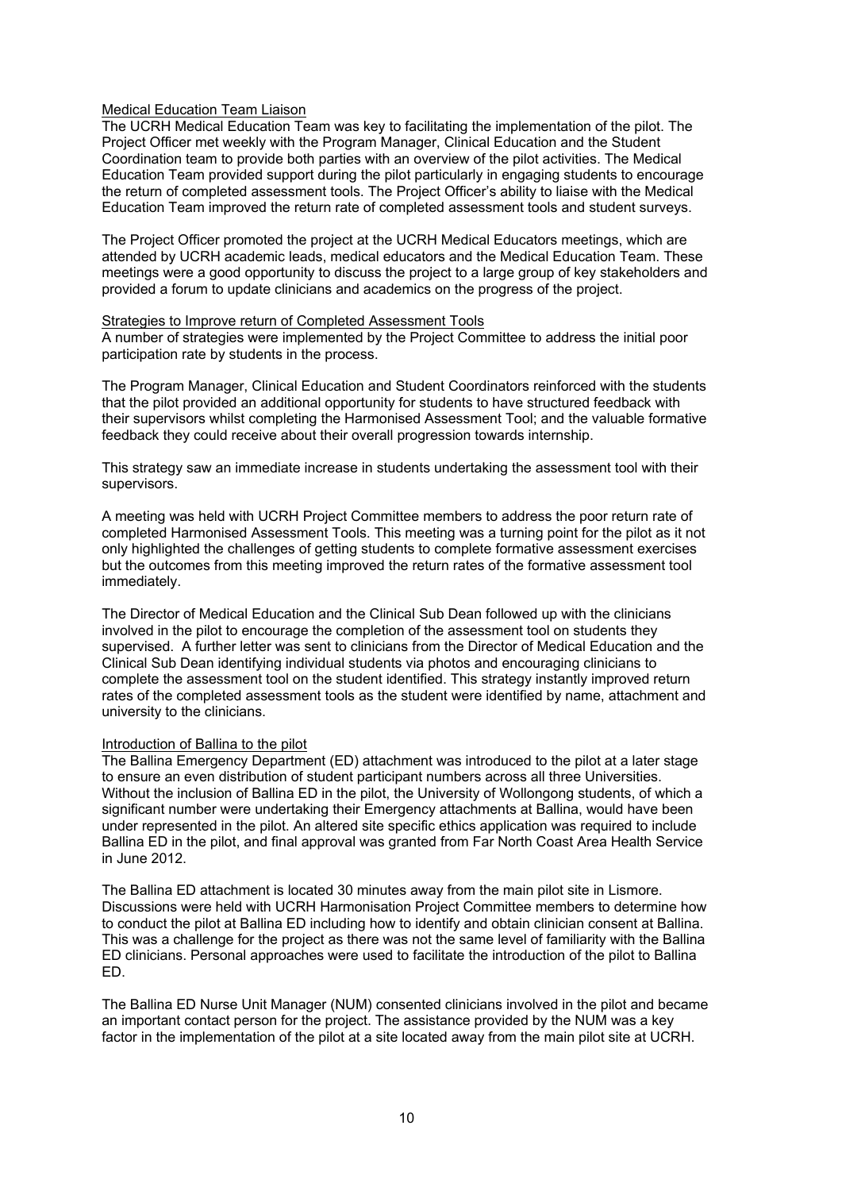Medical Education Team Liaison

The UCRH Medical Education Team was key to facilitating the implementation of the pilot. The Project Officer met weekly with the Program Manager, Clinical Education and the Student Coordination team to provide both parties with an overview of the pilot activities. The Medical Education Team provided support during the pilot particularly in engaging students to encourage the return of completed assessment tools. The Project Officer's ability to liaise with the Medical Education Team improved the return rate of completed assessment tools and student surveys.

The Project Officer promoted the project at the UCRH Medical Educators meetings, which are attended by UCRH academic leads, medical educators and the Medical Education Team. These meetings were a good opportunity to discuss the project to a large group of key stakeholders and provided a forum to update clinicians and academics on the progress of the project.

Strategies to Improve return of Completed Assessment Tools

A number of strategies were implemented by the Project Committee to address the initial poor participation rate by students in the process.

The Program Manager, Clinical Education and Student Coordinators reinforced with the students that the pilot provided an additional opportunity for students to have structured feedback with their supervisors whilst completing the Harmonised Assessment Tool; and the valuable formative feedback they could receive about their overall progression towards internship.

This strategy saw an immediate increase in students undertaking the assessment tool with their supervisors.

A meeting was held with UCRH Project Committee members to address the poor return rate of completed Harmonised Assessment Tools. This meeting was a turning point for the pilot as it not only highlighted the challenges of getting students to complete formative assessment exercises but the outcomes from this meeting improved the return rates of the formative assessment tool immediately.

The Director of Medical Education and the Clinical Sub Dean followed up with the clinicians involved in the pilot to encourage the completion of the assessment tool on students they supervised. A further letter was sent to clinicians from the Director of Medical Education and the Clinical Sub Dean identifying individual students via photos and encouraging clinicians to complete the assessment tool on the student identified. This strategy instantly improved return rates of the completed assessment tools as the student were identified by name, attachment and university to the clinicians.

Introduction of Ballina to the pilot

The Ballina Emergency Department (ED) attachment was introduced to the pilot at a later stage to ensure an even distribution of student participant numbers across all three Universities. Without the inclusion of Ballina ED in the pilot, the University of Wollongong students, of which a significant number were undertaking their Emergency attachments at Ballina, would have been under represented in the pilot. An altered site specific ethics application was required to include Ballina ED in the pilot, and final approval was granted from Far North Coast Area Health Service in June 2012.

The Ballina ED attachment is located 30 minutes away from the main pilot site in Lismore. Discussions were held with UCRH Harmonisation Project Committee members to determine how to conduct the pilot at Ballina ED including how to identify and obtain clinician consent at Ballina. This was a challenge for the project as there was not the same level of familiarity with the Ballina ED clinicians. Personal approaches were used to facilitate the introduction of the pilot to Ballina ED.

The Ballina ED Nurse Unit Manager (NUM) consented clinicians involved in the pilot and became an important contact person for the project. The assistance provided by the NUM was a key factor in the implementation of the pilot at a site located away from the main pilot site at UCRH.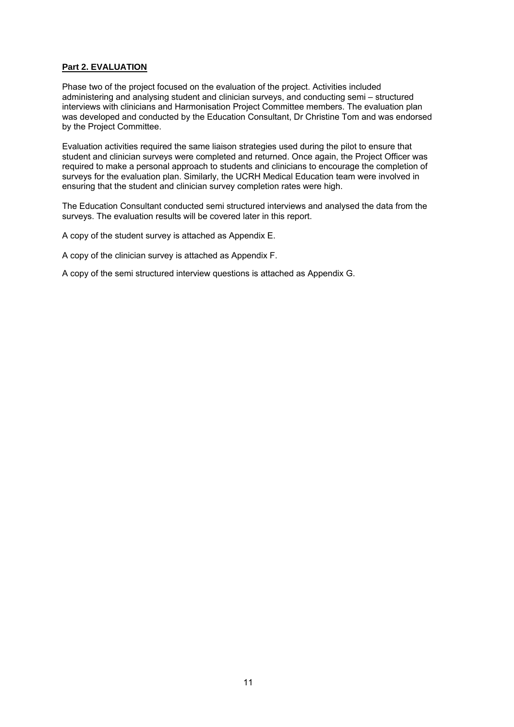## Part 2. EVALUATION

Phase two of the project focused on the evaluation of the project. Activities included administering and analysing student and clinician surveys, and conducting semi – structured interviews with clinicians and Harmonisation Project Committee members. The evaluation plan was developed and conducted by the Education Consultant, Dr Christine Tom and was endorsed by the Project Committee.

Evaluation activities required the same liaison strategies used during the pilot to ensure that student and clinician surveys were completed and returned. Once again, the Project Officer was required to make a personal approach to students and clinicians to encourage the completion of surveys for the evaluation plan. Similarly, the UCRH Medical Education team were involved in ensuring that the student and clinician survey completion rates were high.

The Education Consultant conducted semi structured interviews and analysed the data from the surveys. The evaluation results will be covered later in this report.

A copy of the student survey is attached as Appendix E.

A copy of the clinician survey is attached as Appendix F.

A copy of the semi structured interview questions is attached as Appendix G.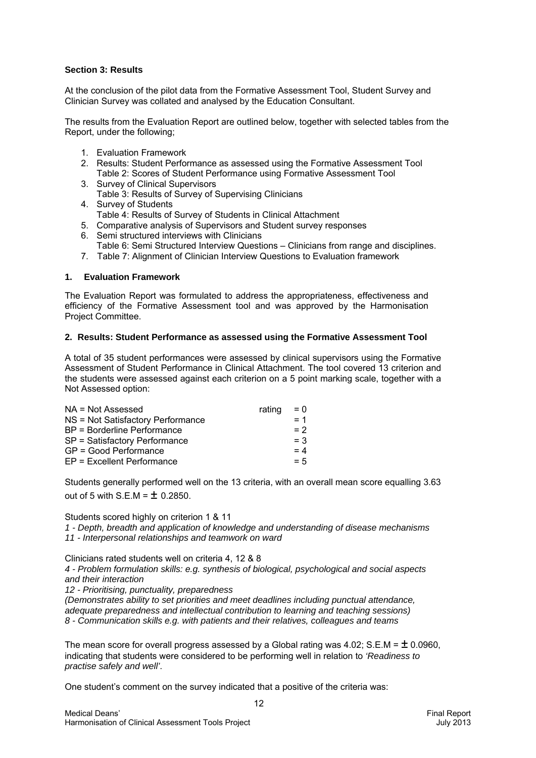**Section 3: Results**

At the conclusion of the pilot data from the Formative Assessment Tool, Student Survey and Clinician Survey was collated and analysed by the Education Consultant.

The results from the Evaluation Report are outlined below, together with selected tables from the Report, under the following;

1. Evaluation Framework
2. Results: Student Performance as assessed using the Formative Assessment Tool
   Table 2: Scores of Student Performance using Formative Assessment Tool
3. Survey of Clinical Supervisors
   Table 3: Results of Survey of Supervising Clinicians
4. Survey of Students
   Table 4: Results of Survey of Students in Clinical Attachment
5. Comparative analysis of Supervisors and Student survey responses
6. Semi structured interviews with Clinicians
   Table 6: Semi Structured Interview Questions – Clinicians from range and disciplines.
7. Table 7: Alignment of Clinician Interview Questions to Evaluation framework

**1. Evaluation Framework**

The Evaluation Report was formulated to address the appropriateness, effectiveness and efficiency of the Formative Assessment tool and was approved by the Harmonisation Project Committee.

**2. Results: Student Performance as assessed using the Formative Assessment Tool**

A total of 35 student performances were assessed by clinical supervisors using the Formative Assessment of Student Performance in Clinical Attachment. The tool covered 13 criterion and the students were assessed against each criterion on a 5 point marking scale, together with a Not Assessed option:

| | | |
|---|---|---|
| NA = Not Assessed | rating | = 0 |
| NS = Not Satisfactory Performance | | = 1 |
| BP = Borderline Performance | | = 2 |
| SP = Satisfactory Performance | | = 3 |
| GP = Good Performance | | = 4 |
| EP = Excellent Performance | | = 5 |

Students generally performed well on the 13 criteria, with an overall mean score equalling 3.63 out of 5 with S.E.M = $\pm$ 0.2850.

Students scored highly on criterion 1 & 11

*1 - Depth, breadth and application of knowledge and understanding of disease mechanisms*
*11 - Interpersonal relationships and teamwork on ward*

Clinicians rated students well on criteria 4, 12 & 8

*4 - Problem formulation skills: e.g. synthesis of biological, psychological and social aspects and their interaction*
*12 - Prioritising, punctuality, preparedness*
*(Demonstrates ability to set priorities and meet deadlines including punctual attendance, adequate preparedness and intellectual contribution to learning and teaching sessions)*
*8 - Communication skills e.g. with patients and their relatives, colleagues and teams*

The mean score for overall progress assessed by a Global rating was 4.02; S.E.M = $\pm$ 0.0960, indicating that students were considered to be performing well in relation to *'Readiness to practise safely and well'*.

One student's comment on the survey indicated that a positive of the criteria was: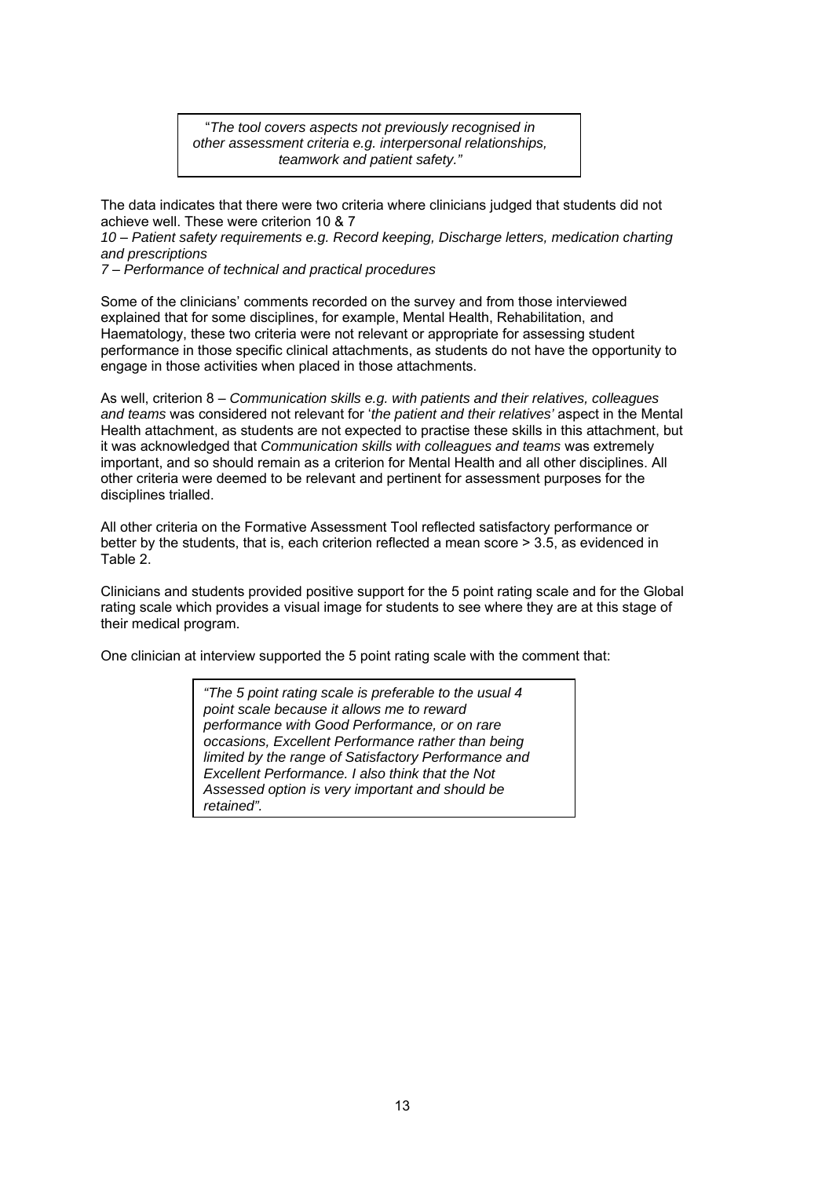> *"The tool covers aspects not previously recognised in other assessment criteria e.g. interpersonal relationships, teamwork and patient safety."*

The data indicates that there were two criteria where clinicians judged that students did not achieve well. These were criterion 10 & 7

*10 – Patient safety requirements e.g. Record keeping, Discharge letters, medication charting and prescriptions*

*7 – Performance of technical and practical procedures*

Some of the clinicians' comments recorded on the survey and from those interviewed explained that for some disciplines, for example, Mental Health, Rehabilitation, and Haematology, these two criteria were not relevant or appropriate for assessing student performance in those specific clinical attachments, as students do not have the opportunity to engage in those activities when placed in those attachments.

As well, criterion 8 – *Communication skills e.g. with patients and their relatives, colleagues and teams* was considered not relevant for '*the patient and their relatives'* aspect in the Mental Health attachment, as students are not expected to practise these skills in this attachment, but it was acknowledged that *Communication skills with colleagues and teams* was extremely important, and so should remain as a criterion for Mental Health and all other disciplines. All other criteria were deemed to be relevant and pertinent for assessment purposes for the disciplines trialled.

All other criteria on the Formative Assessment Tool reflected satisfactory performance or better by the students, that is, each criterion reflected a mean score > 3.5, as evidenced in Table 2.

Clinicians and students provided positive support for the 5 point rating scale and for the Global rating scale which provides a visual image for students to see where they are at this stage of their medical program.

One clinician at interview supported the 5 point rating scale with the comment that:

> *"The 5 point rating scale is preferable to the usual 4 point scale because it allows me to reward performance with Good Performance, or on rare occasions, Excellent Performance rather than being limited by the range of Satisfactory Performance and Excellent Performance. I also think that the Not Assessed option is very important and should be retained".*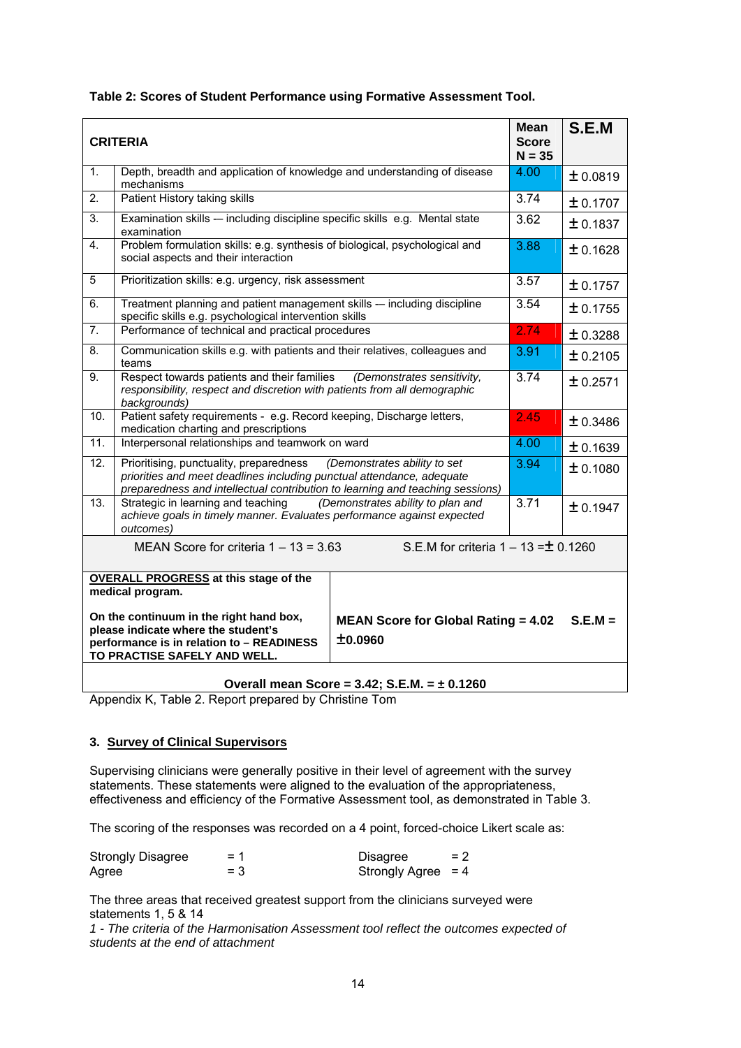**Table 2: Scores of Student Performance using Formative Assessment Tool.**

| | CRITERIA | Mean Score N = 35 | S.E.M |
|---|---|---|---|
| 1. | Depth, breadth and application of knowledge and understanding of disease mechanisms | 4.00 | ± 0.0819 |
| 2. | Patient History taking skills | 3.74 | ± 0.1707 |
| 3. | Examination skills -– including discipline specific skills e.g. Mental state examination | 3.62 | ± 0.1837 |
| 4. | Problem formulation skills: e.g. synthesis of biological, psychological and social aspects and their interaction | 3.88 | ± 0.1628 |
| 5 | Prioritization skills: e.g. urgency, risk assessment | 3.57 | ± 0.1757 |
| 6. | Treatment planning and patient management skills -– including discipline specific skills e.g. psychological intervention skills | 3.54 | ± 0.1755 |
| 7. | Performance of technical and practical procedures | 2.74 | ± 0.3288 |
| 8. | Communication skills e.g. with patients and their relatives, colleagues and teams | 3.91 | ± 0.2105 |
| 9. | Respect towards patients and their families *(Demonstrates sensitivity, responsibility, respect and discretion with patients from all demographic backgrounds)* | 3.74 | ± 0.2571 |
| 10. | Patient safety requirements - e.g. Record keeping, Discharge letters, medication charting and prescriptions | 2.45 | ± 0.3486 |
| 11. | Interpersonal relationships and teamwork on ward | 4.00 | ± 0.1639 |
| 12. | Prioritising, punctuality, preparedness *(Demonstrates ability to set priorities and meet deadlines including punctual attendance, adequate preparedness and intellectual contribution to learning and teaching sessions)* | 3.94 | ± 0.1080 |
| 13. | Strategic in learning and teaching *(Demonstrates ability to plan and achieve goals in timely manner. Evaluates performance against expected outcomes)* | 3.71 | ± 0.1947 |
| | MEAN Score for criteria 1 – 13 = 3.63 | S.E.M for criteria 1 – 13 =± 0.1260 | |
| | **OVERALL PROGRESS at this stage of the medical program.** **On the continuum in the right hand box, please indicate where the student's performance is in relation to – READINESS TO PRACTISE SAFELY AND WELL.** | **MEAN Score for Global Rating = 4.02 S.E.M = ±0.0960** | |
| | **Overall mean Score = 3.42; S.E.M. = ± 0.1260** | | |

Appendix K, Table 2. Report prepared by Christine Tom

### 3. Survey of Clinical Supervisors

Supervising clinicians were generally positive in their level of agreement with the survey statements. These statements were aligned to the evaluation of the appropriateness, effectiveness and efficiency of the Formative Assessment tool, as demonstrated in Table 3.

The scoring of the responses was recorded on a 4 point, forced-choice Likert scale as:

| | | | |
|---|---|---|---|
| Strongly Disagree | = 1 | Disagree | = 2 |
| Agree | = 3 | Strongly Agree | = 4 |

The three areas that received greatest support from the clinicians surveyed were statements 1, 5 & 14

*1 - The criteria of the Harmonisation Assessment tool reflect the outcomes expected of students at the end of attachment*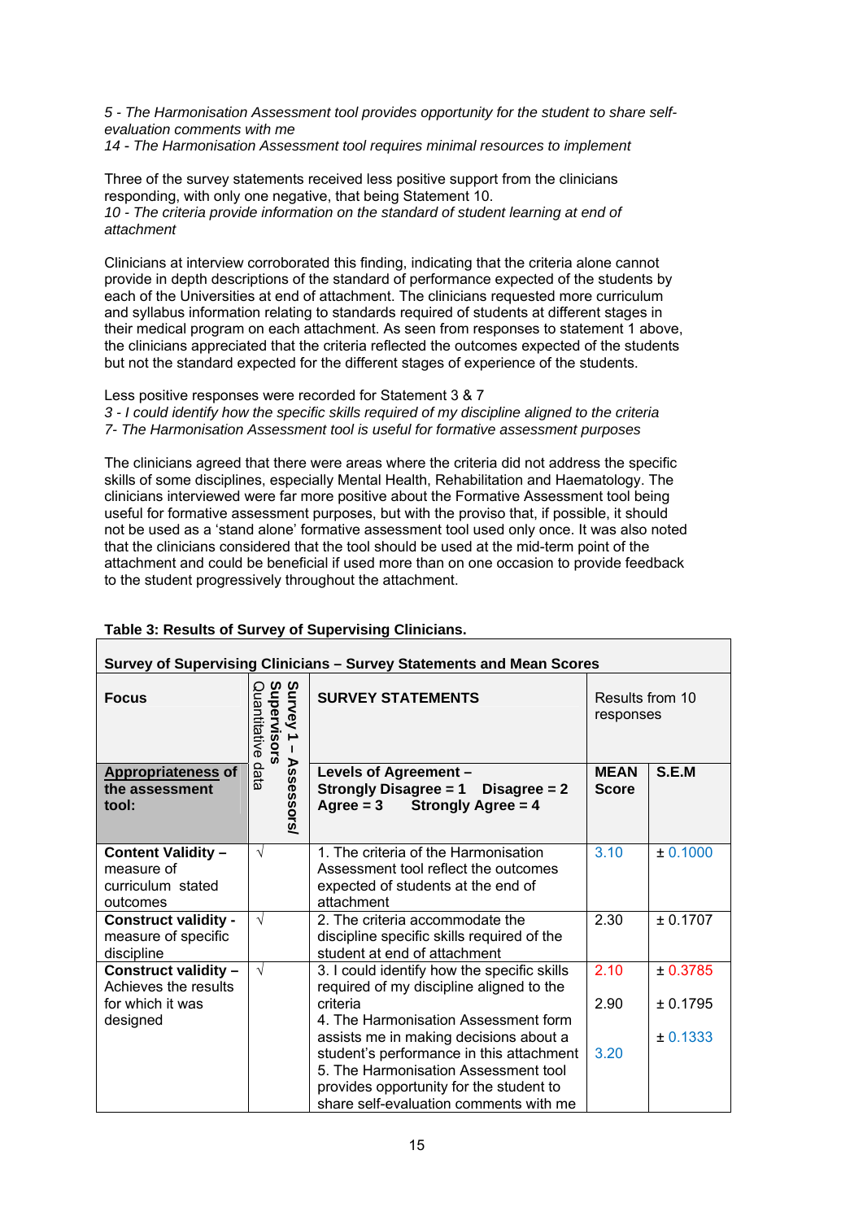*5 - The Harmonisation Assessment tool provides opportunity for the student to share self-evaluation comments with me*
*14 - The Harmonisation Assessment tool requires minimal resources to implement*

Three of the survey statements received less positive support from the clinicians responding, with only one negative, that being Statement 10.
*10 - The criteria provide information on the standard of student learning at end of attachment*

Clinicians at interview corroborated this finding, indicating that the criteria alone cannot provide in depth descriptions of the standard of performance expected of the students by each of the Universities at end of attachment. The clinicians requested more curriculum and syllabus information relating to standards required of students at different stages in their medical program on each attachment. As seen from responses to statement 1 above, the clinicians appreciated that the criteria reflected the outcomes expected of the students but not the standard expected for the different stages of experience of the students.

Less positive responses were recorded for Statement 3 & 7
*3 - I could identify how the specific skills required of my discipline aligned to the criteria*
*7- The Harmonisation Assessment tool is useful for formative assessment purposes*

The clinicians agreed that there were areas where the criteria did not address the specific skills of some disciplines, especially Mental Health, Rehabilitation and Haematology. The clinicians interviewed were far more positive about the Formative Assessment tool being useful for formative assessment purposes, but with the proviso that, if possible, it should not be used as a 'stand alone' formative assessment tool used only once. It was also noted that the clinicians considered that the tool should be used at the mid-term point of the attachment and could be beneficial if used more than on one occasion to provide feedback to the student progressively throughout the attachment.

**Table 3: Results of Survey of Supervising Clinicians.**

| **Survey of Supervising Clinicians – Survey Statements and Mean Scores** | | | | |
|---|---|---|---|---|
| **Focus** | **Survey 1 – Assessors/ Supervisors** Quantitative data | **SURVEY STATEMENTS** | Results from 10 responses | |
| **Appropriateness of the assessment tool:** | | **Levels of Agreement – Strongly Disagree = 1 Disagree = 2 Agree = 3 Strongly Agree = 4** | **MEAN Score** | **S.E.M** |
| **Content Validity –** measure of curriculum stated outcomes | √ | 1. The criteria of the Harmonisation Assessment tool reflect the outcomes expected of students at the end of attachment | 3.10 | ± 0.1000 |
| **Construct validity -** measure of specific discipline | √ | 2. The criteria accommodate the discipline specific skills required of the student at end of attachment | 2.30 | ± 0.1707 |
| **Construct validity –** Achieves the results for which it was designed | √ | 3. I could identify how the specific skills required of my discipline aligned to the criteria<br>4. The Harmonisation Assessment form assists me in making decisions about a student's performance in this attachment<br>5. The Harmonisation Assessment tool provides opportunity for the student to share self-evaluation comments with me | 2.10<br>2.90<br>3.20 | ± 0.3785<br>± 0.1795<br>± 0.1333 |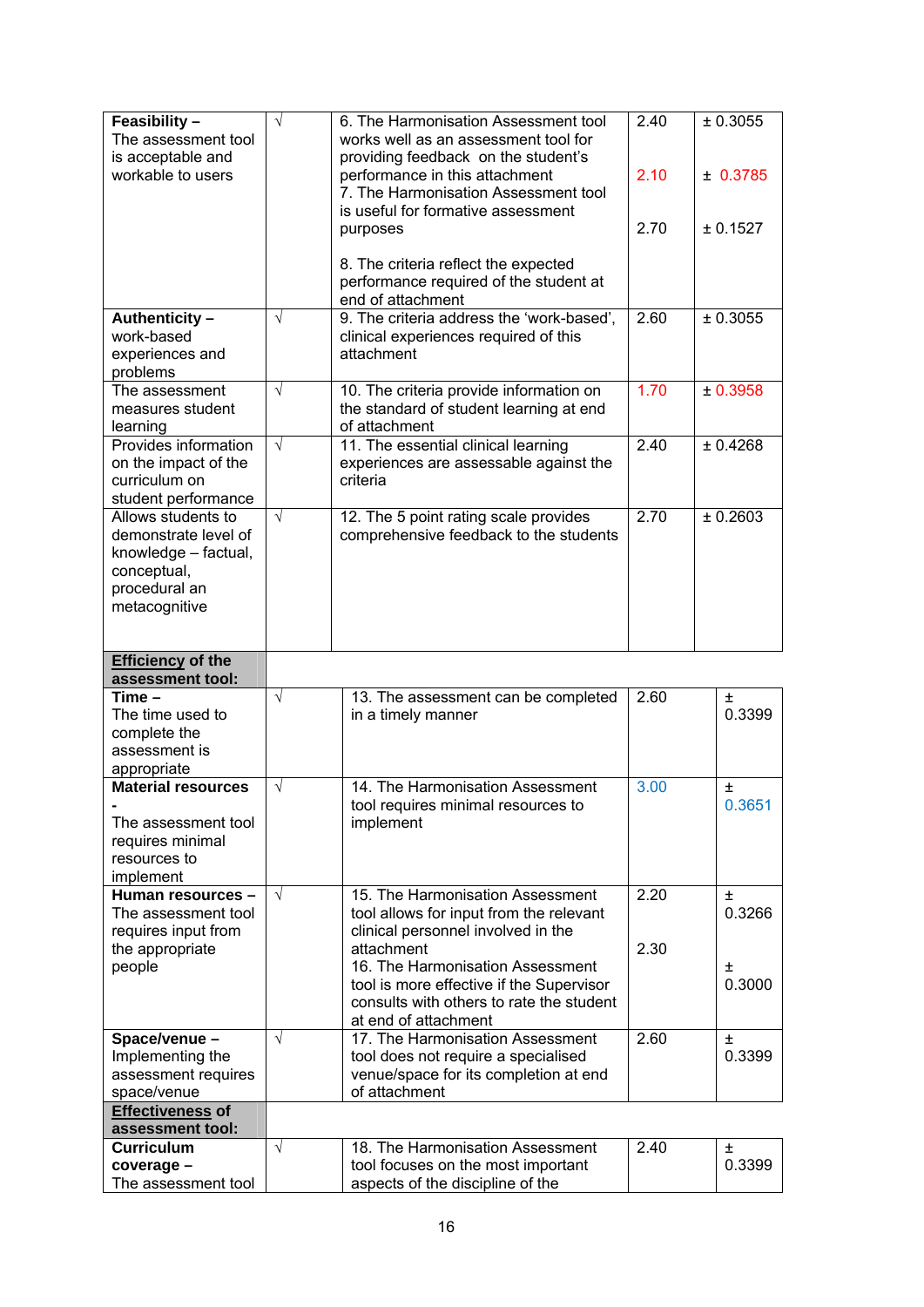| | | | | |
|---|---|---|---|---|
| **Feasibility –** The assessment tool is acceptable and workable to users | √ | 6. The Harmonisation Assessment tool works well as an assessment tool for providing feedback on the student's performance in this attachment<br>7. The Harmonisation Assessment tool is useful for formative assessment purposes<br>8. The criteria reflect the expected performance required of the student at end of attachment | 2.40<br>2.10<br>2.70 | ± 0.3055<br>± 0.3785<br>± 0.1527 |
| **Authenticity –** work-based experiences and problems | √ | 9. The criteria address the 'work-based', clinical experiences required of this attachment | 2.60 | ± 0.3055 |
| The assessment measures student learning | √ | 10. The criteria provide information on the standard of student learning at end of attachment | 1.70 | ± 0.3958 |
| Provides information on the impact of the curriculum on student performance | √ | 11. The essential clinical learning experiences are assessable against the criteria | 2.40 | ± 0.4268 |
| Allows students to demonstrate level of knowledge – factual, conceptual, procedural an metacognitive | √ | 12. The 5 point rating scale provides comprehensive feedback to the students | 2.70 | ± 0.2603 |
| **Efficiency of the assessment tool:** | | | | |
| **Time –** The time used to complete the assessment is appropriate | √ | 13. The assessment can be completed in a timely manner | 2.60 | ± 0.3399 |
| **Material resources -** The assessment tool requires minimal resources to implement | √ | 14. The Harmonisation Assessment tool requires minimal resources to implement | 3.00 | ± 0.3651 |
| **Human resources –** The assessment tool requires input from the appropriate people | √ | 15. The Harmonisation Assessment tool allows for input from the relevant clinical personnel involved in the attachment<br>16. The Harmonisation Assessment tool is more effective if the Supervisor consults with others to rate the student at end of attachment | 2.20<br>2.30 | ± 0.3266<br>± 0.3000 |
| **Space/venue –** Implementing the assessment requires space/venue | √ | 17. The Harmonisation Assessment tool does not require a specialised venue/space for its completion at end of attachment | 2.60 | ± 0.3399 |
| **Effectiveness of assessment tool:** | | | | |
| **Curriculum coverage –** The assessment tool | √ | 18. The Harmonisation Assessment tool focuses on the most important aspects of the discipline of the | 2.40 | ± 0.3399 |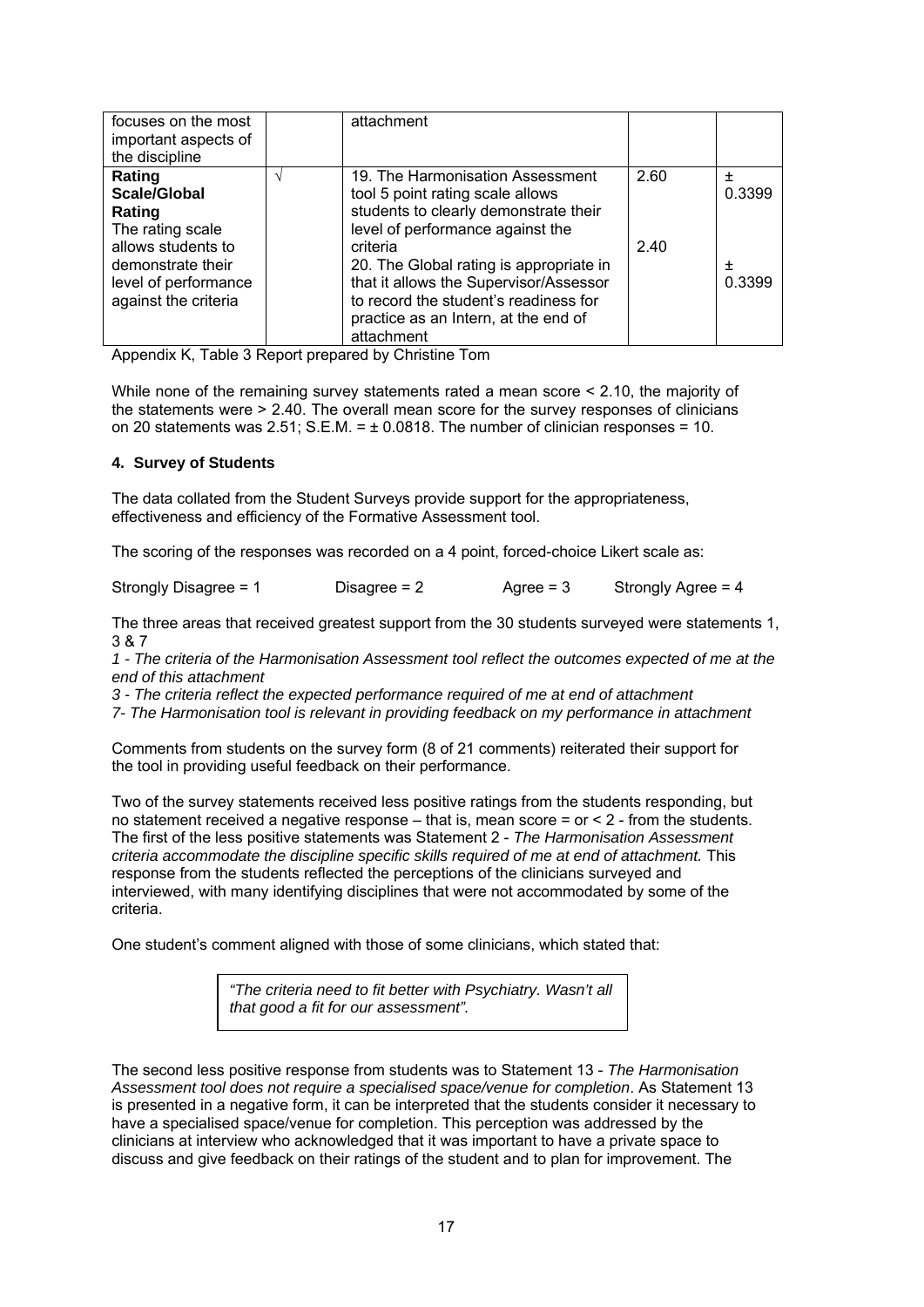| | | | | |
|---|---|---|---|---|
| focuses on the most important aspects of the discipline | | attachment | | |
| **Rating Scale/Global Rating** The rating scale allows students to demonstrate their level of performance against the criteria | √ | 19. The Harmonisation Assessment tool 5 point rating scale allows students to clearly demonstrate their level of performance against the criteria<br>20. The Global rating is appropriate in that it allows the Supervisor/Assessor to record the student's readiness for practice as an Intern, at the end of attachment | 2.60<br><br>2.40 | ± 0.3399<br><br>± 0.3399 |

Appendix K, Table 3 Report prepared by Christine Tom

While none of the remaining survey statements rated a mean score < 2.10, the majority of the statements were > 2.40. The overall mean score for the survey responses of clinicians on 20 statements was 2.51; S.E.M. = ± 0.0818. The number of clinician responses = 10.

#### 4. Survey of Students

The data collated from the Student Surveys provide support for the appropriateness, effectiveness and efficiency of the Formative Assessment tool.

The scoring of the responses was recorded on a 4 point, forced-choice Likert scale as:

Strongly Disagree = 1 Disagree = 2 Agree = 3 Strongly Agree = 4

The three areas that received greatest support from the 30 students surveyed were statements 1, 3 & 7

*1 - The criteria of the Harmonisation Assessment tool reflect the outcomes expected of me at the end of this attachment*

*3 - The criteria reflect the expected performance required of me at end of attachment*

*7- The Harmonisation tool is relevant in providing feedback on my performance in attachment*

Comments from students on the survey form (8 of 21 comments) reiterated their support for the tool in providing useful feedback on their performance.

Two of the survey statements received less positive ratings from the students responding, but no statement received a negative response – that is, mean score = or < 2 - from the students. The first of the less positive statements was Statement 2 - *The Harmonisation Assessment criteria accommodate the discipline specific skills required of me at end of attachment.* This response from the students reflected the perceptions of the clinicians surveyed and interviewed, with many identifying disciplines that were not accommodated by some of the criteria.

One student's comment aligned with those of some clinicians, which stated that:

> *"The criteria need to fit better with Psychiatry. Wasn't all that good a fit for our assessment".*

The second less positive response from students was to Statement 13 - *The Harmonisation Assessment tool does not require a specialised space/venue for completion*. As Statement 13 is presented in a negative form, it can be interpreted that the students consider it necessary to have a specialised space/venue for completion. This perception was addressed by the clinicians at interview who acknowledged that it was important to have a private space to discuss and give feedback on their ratings of the student and to plan for improvement. The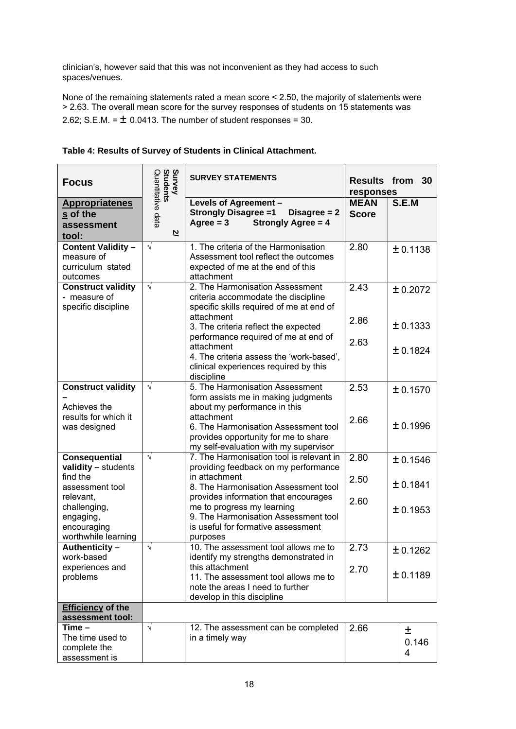clinician's, however said that this was not inconvenient as they had access to such spaces/venues.

None of the remaining statements rated a mean score < 2.50, the majority of statements were > 2.63. The overall mean score for the survey responses of students on 15 statements was 2.62; S.E.M. = ± 0.0413. The number of student responses = 30.

**Table 4: Results of Survey of Students in Clinical Attachment.**

| **Focus** | **Survey Students** Quantitative data 2/ | **SURVEY STATEMENTS** | **Results from 30 responses** | |
|---|---|---|---|---|
| **Appropriateness of the assessment tool:** | | **Levels of Agreement – Strongly Disagree =1 Disagree = 2 Agree = 3 Strongly Agree = 4** | **MEAN Score** | **S.E.M** |
| **Content Validity –** measure of curriculum stated outcomes | √ | 1. The criteria of the Harmonisation Assessment tool reflect the outcomes expected of me at the end of this attachment | 2.80 | ± 0.1138 |
| **Construct validity -** measure of specific discipline | √ | 2. The Harmonisation Assessment criteria accommodate the discipline specific skills required of me at end of attachment | 2.43 | ± 0.2072 |
| | | 3. The criteria reflect the expected performance required of me at end of attachment | 2.86 | ± 0.1333 |
| | | 4. The criteria assess the 'work-based', clinical experiences required by this discipline | 2.63 | ± 0.1824 |
| **Construct validity –** Achieves the results for which it was designed | √ | 5. The Harmonisation Assessment form assists me in making judgments about my performance in this attachment | 2.53 | ± 0.1570 |
| | | 6. The Harmonisation Assessment tool provides opportunity for me to share my self-evaluation with my supervisor | 2.66 | ± 0.1996 |
| **Consequential validity –** students find the assessment tool relevant, challenging, engaging, encouraging worthwhile learning | √ | 7. The Harmonisation tool is relevant in providing feedback on my performance in attachment | 2.80 | ± 0.1546 |
| | | 8. The Harmonisation Assessment tool provides information that encourages me to progress my learning | 2.50 | ± 0.1841 |
| | | 9. The Harmonisation Assessment tool is useful for formative assessment purposes | 2.60 | ± 0.1953 |
| **Authenticity –** work-based experiences and problems | √ | 10. The assessment tool allows me to identify my strengths demonstrated in this attachment | 2.73 | ± 0.1262 |
| | | 11. The assessment tool allows me to note the areas I need to further develop in this discipline | 2.70 | ± 0.1189 |
| **Efficiency of the assessment tool:** | | | | |
| **Time –** The time used to complete the assessment is | √ | 12. The assessment can be completed in a timely way | 2.66 | ± 0.1464 |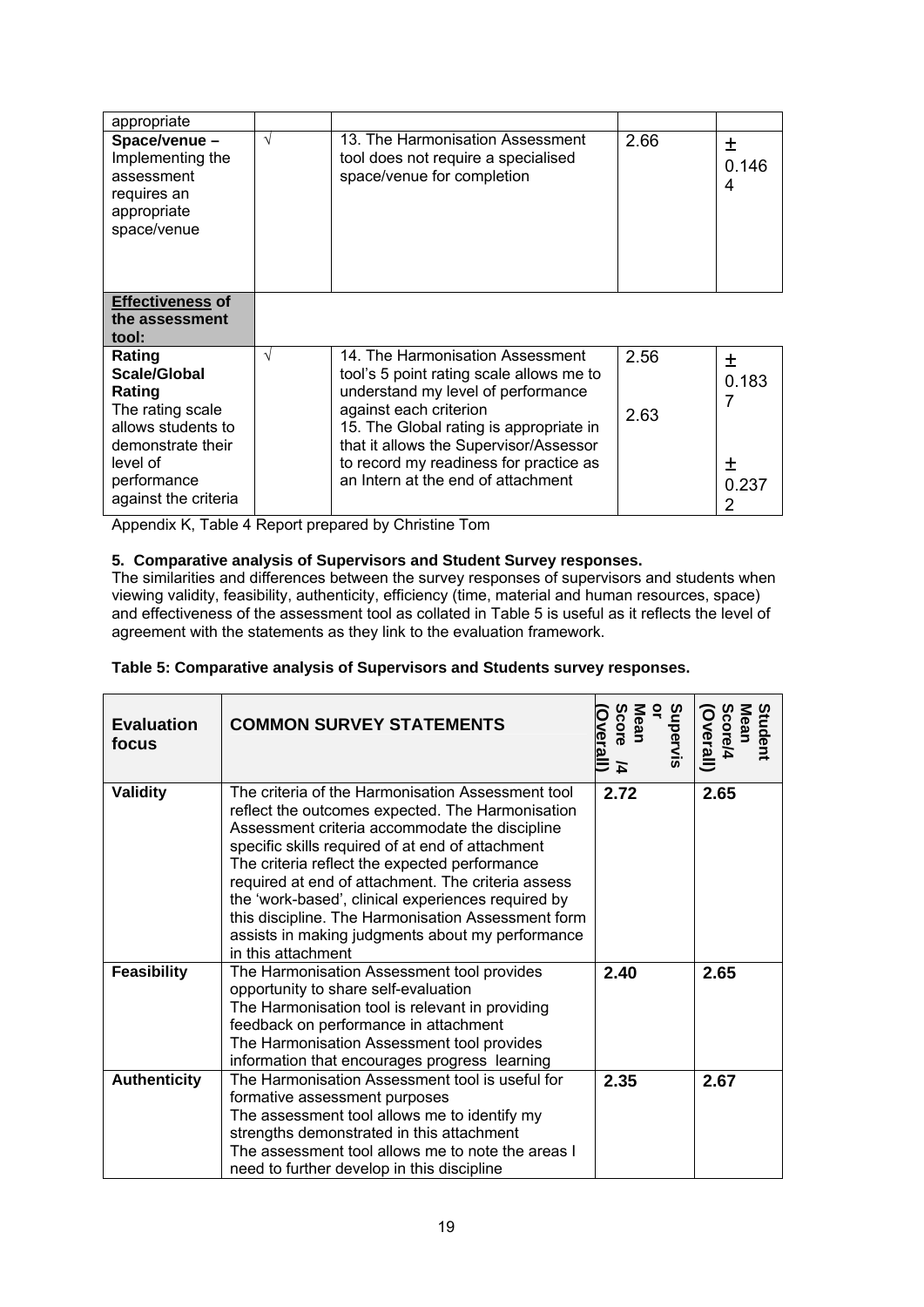| | | | | |
|---|---|---|---|---|
| appropriate | | | | |
| **Space/venue –** Implementing the assessment requires an appropriate space/venue | √ | 13. The Harmonisation Assessment tool does not require a specialised space/venue for completion | 2.66 | ± 0.1464 |
| **Effectiveness of the assessment tool:** | | | | |
| **Rating Scale/Global Rating** The rating scale allows students to demonstrate their level of performance against the criteria | √ | 14. The Harmonisation Assessment tool's 5 point rating scale allows me to understand my level of performance against each criterion<br>15. The Global rating is appropriate in that it allows the Supervisor/Assessor to record my readiness for practice as an Intern at the end of attachment | 2.56<br><br>2.63 | ± 0.1837<br><br>± 0.2372 |

Appendix K, Table 4 Report prepared by Christine Tom

**5. Comparative analysis of Supervisors and Student Survey responses.**

The similarities and differences between the survey responses of supervisors and students when viewing validity, feasibility, authenticity, efficiency (time, material and human resources, space) and effectiveness of the assessment tool as collated in Table 5 is useful as it reflects the level of agreement with the statements as they link to the evaluation framework.

**Table 5: Comparative analysis of Supervisors and Students survey responses.**

| Evaluation focus | COMMON SURVEY STATEMENTS | Supervisor Mean Score /4 (Overall) | Student Mean Score/4 (Overall) |
|---|---|---|---|
| **Validity** | The criteria of the Harmonisation Assessment tool reflect the outcomes expected. The Harmonisation Assessment criteria accommodate the discipline specific skills required of at end of attachment The criteria reflect the expected performance required at end of attachment. The criteria assess the 'work-based', clinical experiences required by this discipline. The Harmonisation Assessment form assists in making judgments about my performance in this attachment | **2.72** | **2.65** |
| **Feasibility** | The Harmonisation Assessment tool provides opportunity to share self-evaluation<br>The Harmonisation tool is relevant in providing feedback on performance in attachment<br>The Harmonisation Assessment tool provides information that encourages progress learning | **2.40** | **2.65** |
| **Authenticity** | The Harmonisation Assessment tool is useful for formative assessment purposes<br>The assessment tool allows me to identify my strengths demonstrated in this attachment<br>The assessment tool allows me to note the areas I need to further develop in this discipline | **2.35** | **2.67** |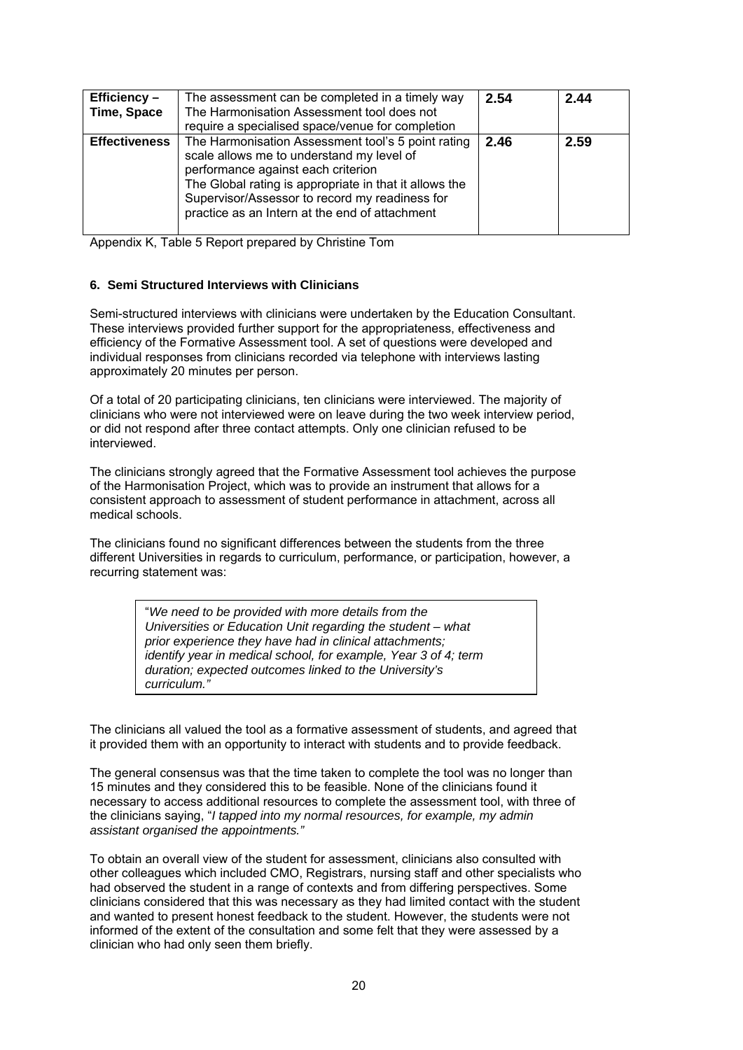| **Efficiency – Time, Space** | The assessment can be completed in a timely way The Harmonisation Assessment tool does not require a specialised space/venue for completion | **2.54** | **2.44** |
|---|---|---|---|
| **Effectiveness** | The Harmonisation Assessment tool's 5 point rating scale allows me to understand my level of performance against each criterion The Global rating is appropriate in that it allows the Supervisor/Assessor to record my readiness for practice as an Intern at the end of attachment | **2.46** | **2.59** |

Appendix K, Table 5 Report prepared by Christine Tom

### 6. Semi Structured Interviews with Clinicians

Semi-structured interviews with clinicians were undertaken by the Education Consultant. These interviews provided further support for the appropriateness, effectiveness and efficiency of the Formative Assessment tool. A set of questions were developed and individual responses from clinicians recorded via telephone with interviews lasting approximately 20 minutes per person.

Of a total of 20 participating clinicians, ten clinicians were interviewed. The majority of clinicians who were not interviewed were on leave during the two week interview period, or did not respond after three contact attempts. Only one clinician refused to be interviewed.

The clinicians strongly agreed that the Formative Assessment tool achieves the purpose of the Harmonisation Project, which was to provide an instrument that allows for a consistent approach to assessment of student performance in attachment, across all medical schools.

The clinicians found no significant differences between the students from the three different Universities in regards to curriculum, performance, or participation, however, a recurring statement was:

> "*We need to be provided with more details from the Universities or Education Unit regarding the student – what prior experience they have had in clinical attachments; identify year in medical school, for example, Year 3 of 4; term duration; expected outcomes linked to the University's curriculum.*"

The clinicians all valued the tool as a formative assessment of students, and agreed that it provided them with an opportunity to interact with students and to provide feedback.

The general consensus was that the time taken to complete the tool was no longer than 15 minutes and they considered this to be feasible. None of the clinicians found it necessary to access additional resources to complete the assessment tool, with three of the clinicians saying, "*I tapped into my normal resources, for example, my admin assistant organised the appointments.*"

To obtain an overall view of the student for assessment, clinicians also consulted with other colleagues which included CMO, Registrars, nursing staff and other specialists who had observed the student in a range of contexts and from differing perspectives. Some clinicians considered that this was necessary as they had limited contact with the student and wanted to present honest feedback to the student. However, the students were not informed of the extent of the consultation and some felt that they were assessed by a clinician who had only seen them briefly.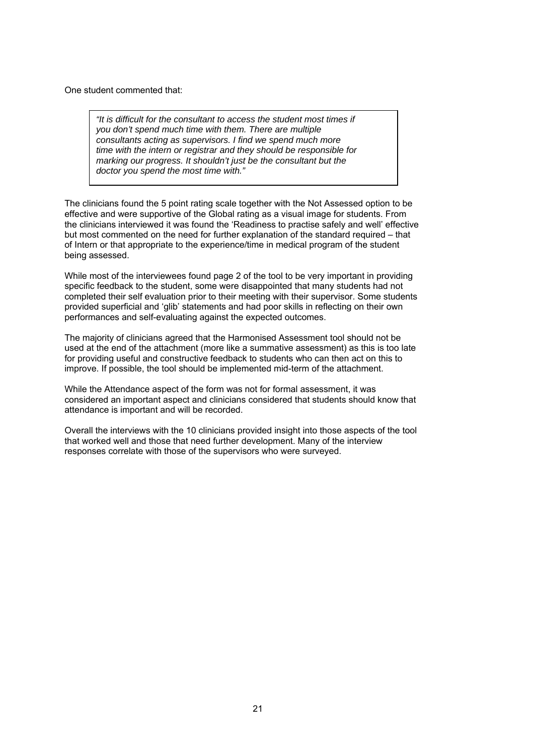One student commented that:

> *"It is difficult for the consultant to access the student most times if you don't spend much time with them. There are multiple consultants acting as supervisors. I find we spend much more time with the intern or registrar and they should be responsible for marking our progress. It shouldn't just be the consultant but the doctor you spend the most time with."*

The clinicians found the 5 point rating scale together with the Not Assessed option to be effective and were supportive of the Global rating as a visual image for students. From the clinicians interviewed it was found the 'Readiness to practise safely and well' effective but most commented on the need for further explanation of the standard required – that of Intern or that appropriate to the experience/time in medical program of the student being assessed.

While most of the interviewees found page 2 of the tool to be very important in providing specific feedback to the student, some were disappointed that many students had not completed their self evaluation prior to their meeting with their supervisor. Some students provided superficial and 'glib' statements and had poor skills in reflecting on their own performances and self-evaluating against the expected outcomes.

The majority of clinicians agreed that the Harmonised Assessment tool should not be used at the end of the attachment (more like a summative assessment) as this is too late for providing useful and constructive feedback to students who can then act on this to improve. If possible, the tool should be implemented mid-term of the attachment.

While the Attendance aspect of the form was not for formal assessment, it was considered an important aspect and clinicians considered that students should know that attendance is important and will be recorded.

Overall the interviews with the 10 clinicians provided insight into those aspects of the tool that worked well and those that need further development. Many of the interview responses correlate with those of the supervisors who were surveyed.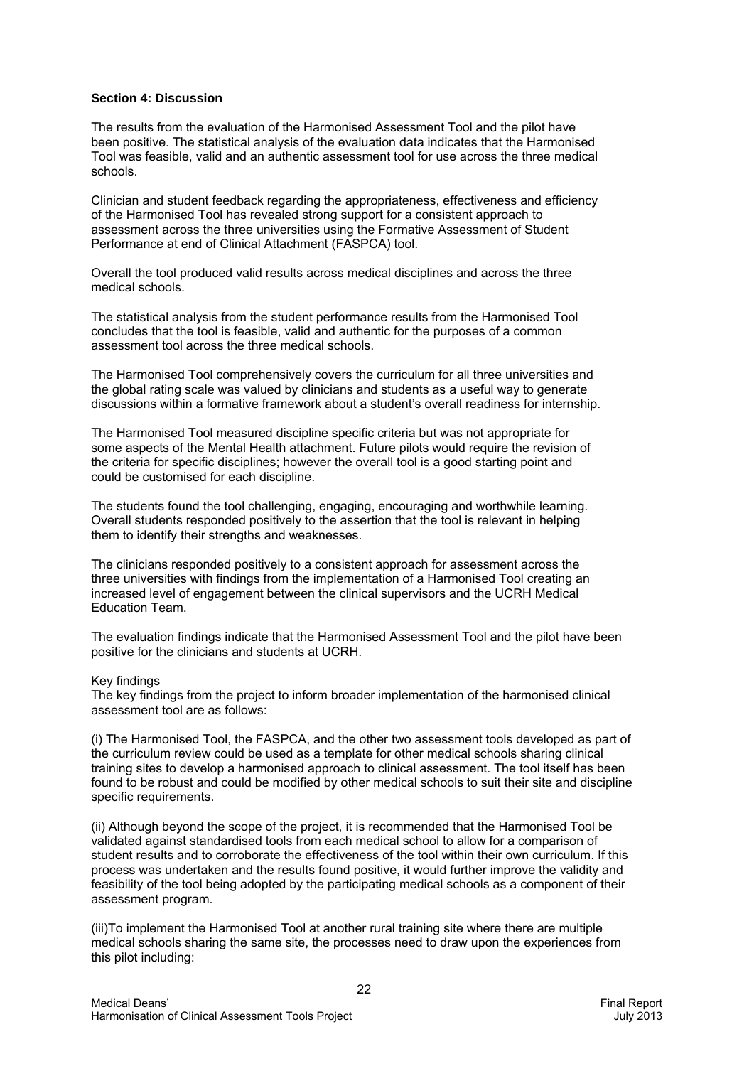**Section 4: Discussion**

The results from the evaluation of the Harmonised Assessment Tool and the pilot have been positive. The statistical analysis of the evaluation data indicates that the Harmonised Tool was feasible, valid and an authentic assessment tool for use across the three medical schools.

Clinician and student feedback regarding the appropriateness, effectiveness and efficiency of the Harmonised Tool has revealed strong support for a consistent approach to assessment across the three universities using the Formative Assessment of Student Performance at end of Clinical Attachment (FASPCA) tool.

Overall the tool produced valid results across medical disciplines and across the three medical schools.

The statistical analysis from the student performance results from the Harmonised Tool concludes that the tool is feasible, valid and authentic for the purposes of a common assessment tool across the three medical schools.

The Harmonised Tool comprehensively covers the curriculum for all three universities and the global rating scale was valued by clinicians and students as a useful way to generate discussions within a formative framework about a student's overall readiness for internship.

The Harmonised Tool measured discipline specific criteria but was not appropriate for some aspects of the Mental Health attachment. Future pilots would require the revision of the criteria for specific disciplines; however the overall tool is a good starting point and could be customised for each discipline.

The students found the tool challenging, engaging, encouraging and worthwhile learning. Overall students responded positively to the assertion that the tool is relevant in helping them to identify their strengths and weaknesses.

The clinicians responded positively to a consistent approach for assessment across the three universities with findings from the implementation of a Harmonised Tool creating an increased level of engagement between the clinical supervisors and the UCRH Medical Education Team.

The evaluation findings indicate that the Harmonised Assessment Tool and the pilot have been positive for the clinicians and students at UCRH.

<u>Key findings</u>

The key findings from the project to inform broader implementation of the harmonised clinical assessment tool are as follows:

(i) The Harmonised Tool, the FASPCA, and the other two assessment tools developed as part of the curriculum review could be used as a template for other medical schools sharing clinical training sites to develop a harmonised approach to clinical assessment. The tool itself has been found to be robust and could be modified by other medical schools to suit their site and discipline specific requirements.

(ii) Although beyond the scope of the project, it is recommended that the Harmonised Tool be validated against standardised tools from each medical school to allow for a comparison of student results and to corroborate the effectiveness of the tool within their own curriculum. If this process was undertaken and the results found positive, it would further improve the validity and feasibility of the tool being adopted by the participating medical schools as a component of their assessment program.

(iii)To implement the Harmonised Tool at another rural training site where there are multiple medical schools sharing the same site, the processes need to draw upon the experiences from this pilot including: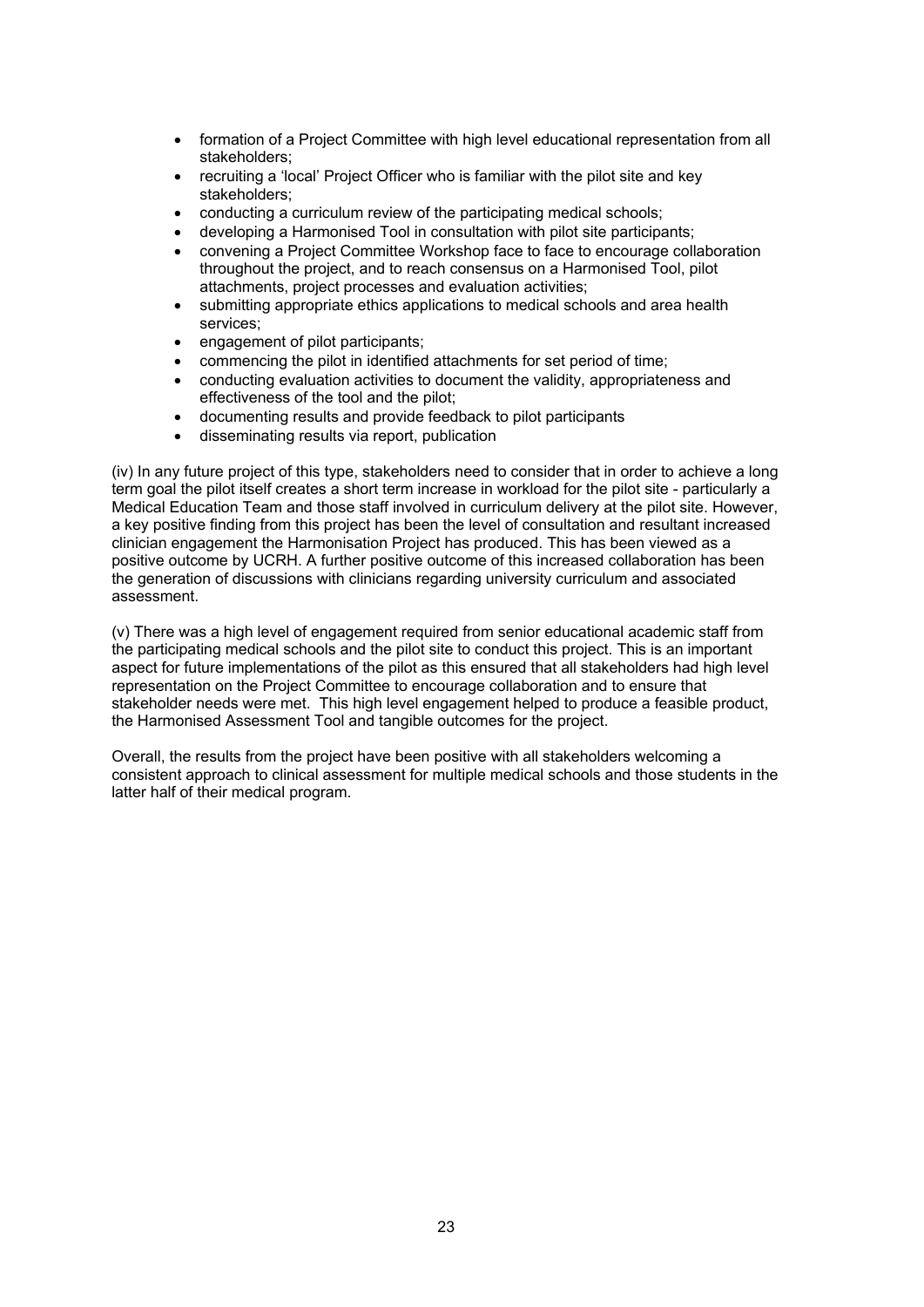- formation of a Project Committee with high level educational representation from all stakeholders;
- recruiting a 'local' Project Officer who is familiar with the pilot site and key stakeholders;
- conducting a curriculum review of the participating medical schools;
- developing a Harmonised Tool in consultation with pilot site participants;
- convening a Project Committee Workshop face to face to encourage collaboration throughout the project, and to reach consensus on a Harmonised Tool, pilot attachments, project processes and evaluation activities;
- submitting appropriate ethics applications to medical schools and area health services;
- engagement of pilot participants;
- commencing the pilot in identified attachments for set period of time;
- conducting evaluation activities to document the validity, appropriateness and effectiveness of the tool and the pilot;
- documenting results and provide feedback to pilot participants
- disseminating results via report, publication

(iv) In any future project of this type, stakeholders need to consider that in order to achieve a long term goal the pilot itself creates a short term increase in workload for the pilot site - particularly a Medical Education Team and those staff involved in curriculum delivery at the pilot site. However, a key positive finding from this project has been the level of consultation and resultant increased clinician engagement the Harmonisation Project has produced. This has been viewed as a positive outcome by UCRH. A further positive outcome of this increased collaboration has been the generation of discussions with clinicians regarding university curriculum and associated assessment.

(v) There was a high level of engagement required from senior educational academic staff from the participating medical schools and the pilot site to conduct this project. This is an important aspect for future implementations of the pilot as this ensured that all stakeholders had high level representation on the Project Committee to encourage collaboration and to ensure that stakeholder needs were met. This high level engagement helped to produce a feasible product, the Harmonised Assessment Tool and tangible outcomes for the project.

Overall, the results from the project have been positive with all stakeholders welcoming a consistent approach to clinical assessment for multiple medical schools and those students in the latter half of their medical program.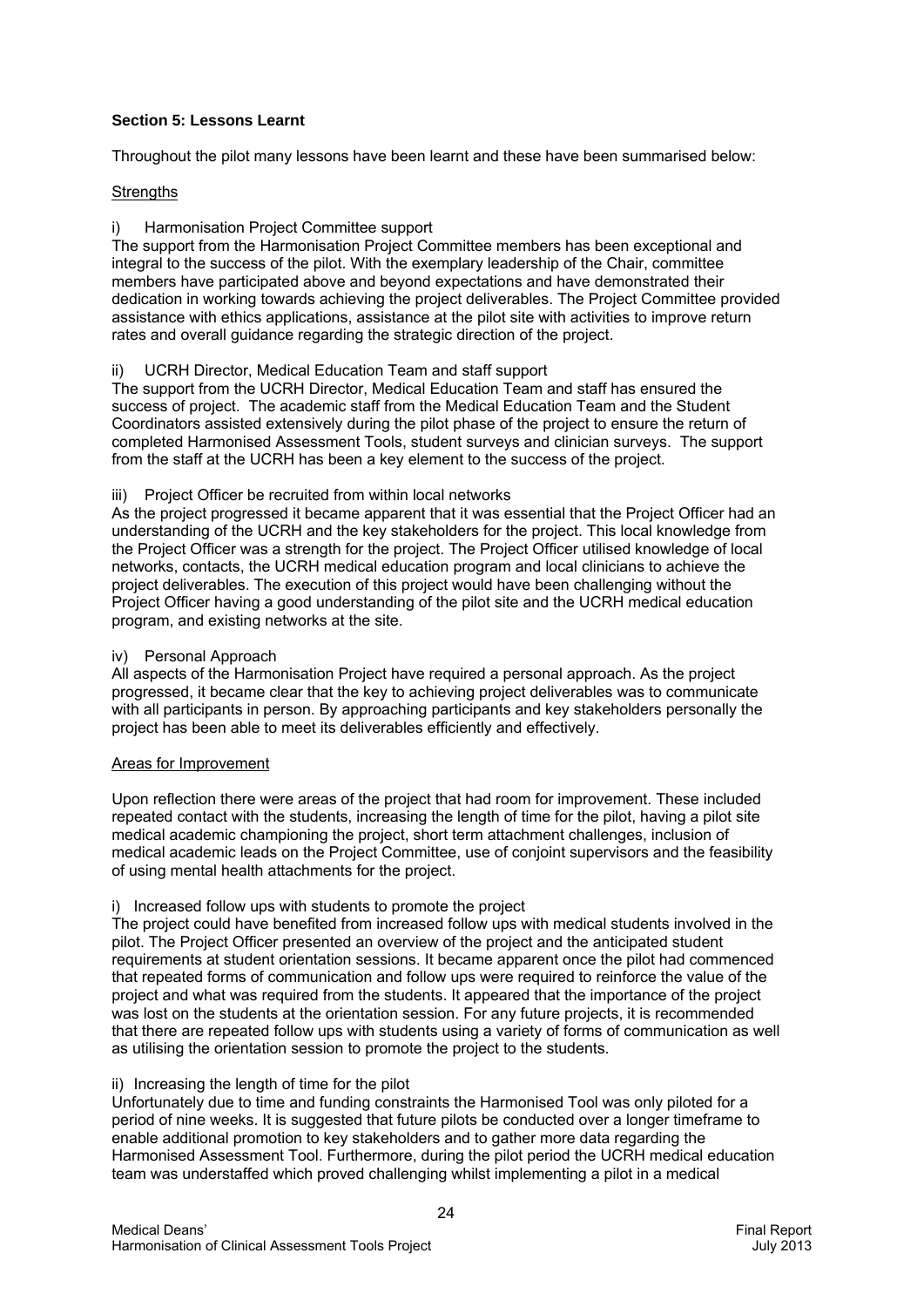**Section 5: Lessons Learnt**

Throughout the pilot many lessons have been learnt and these have been summarised below:

Strengths

i) Harmonisation Project Committee support

The support from the Harmonisation Project Committee members has been exceptional and integral to the success of the pilot. With the exemplary leadership of the Chair, committee members have participated above and beyond expectations and have demonstrated their dedication in working towards achieving the project deliverables. The Project Committee provided assistance with ethics applications, assistance at the pilot site with activities to improve return rates and overall guidance regarding the strategic direction of the project.

ii) UCRH Director, Medical Education Team and staff support

The support from the UCRH Director, Medical Education Team and staff has ensured the success of project. The academic staff from the Medical Education Team and the Student Coordinators assisted extensively during the pilot phase of the project to ensure the return of completed Harmonised Assessment Tools, student surveys and clinician surveys. The support from the staff at the UCRH has been a key element to the success of the project.

iii) Project Officer be recruited from within local networks

As the project progressed it became apparent that it was essential that the Project Officer had an understanding of the UCRH and the key stakeholders for the project. This local knowledge from the Project Officer was a strength for the project. The Project Officer utilised knowledge of local networks, contacts, the UCRH medical education program and local clinicians to achieve the project deliverables. The execution of this project would have been challenging without the Project Officer having a good understanding of the pilot site and the UCRH medical education program, and existing networks at the site.

iv) Personal Approach

All aspects of the Harmonisation Project have required a personal approach. As the project progressed, it became clear that the key to achieving project deliverables was to communicate with all participants in person. By approaching participants and key stakeholders personally the project has been able to meet its deliverables efficiently and effectively.

Areas for Improvement

Upon reflection there were areas of the project that had room for improvement. These included repeated contact with the students, increasing the length of time for the pilot, having a pilot site medical academic championing the project, short term attachment challenges, inclusion of medical academic leads on the Project Committee, use of conjoint supervisors and the feasibility of using mental health attachments for the project.

i) Increased follow ups with students to promote the project

The project could have benefited from increased follow ups with medical students involved in the pilot. The Project Officer presented an overview of the project and the anticipated student requirements at student orientation sessions. It became apparent once the pilot had commenced that repeated forms of communication and follow ups were required to reinforce the value of the project and what was required from the students. It appeared that the importance of the project was lost on the students at the orientation session. For any future projects, it is recommended that there are repeated follow ups with students using a variety of forms of communication as well as utilising the orientation session to promote the project to the students.

ii) Increasing the length of time for the pilot

Unfortunately due to time and funding constraints the Harmonised Tool was only piloted for a period of nine weeks. It is suggested that future pilots be conducted over a longer timeframe to enable additional promotion to key stakeholders and to gather more data regarding the Harmonised Assessment Tool. Furthermore, during the pilot period the UCRH medical education team was understaffed which proved challenging whilst implementing a pilot in a medical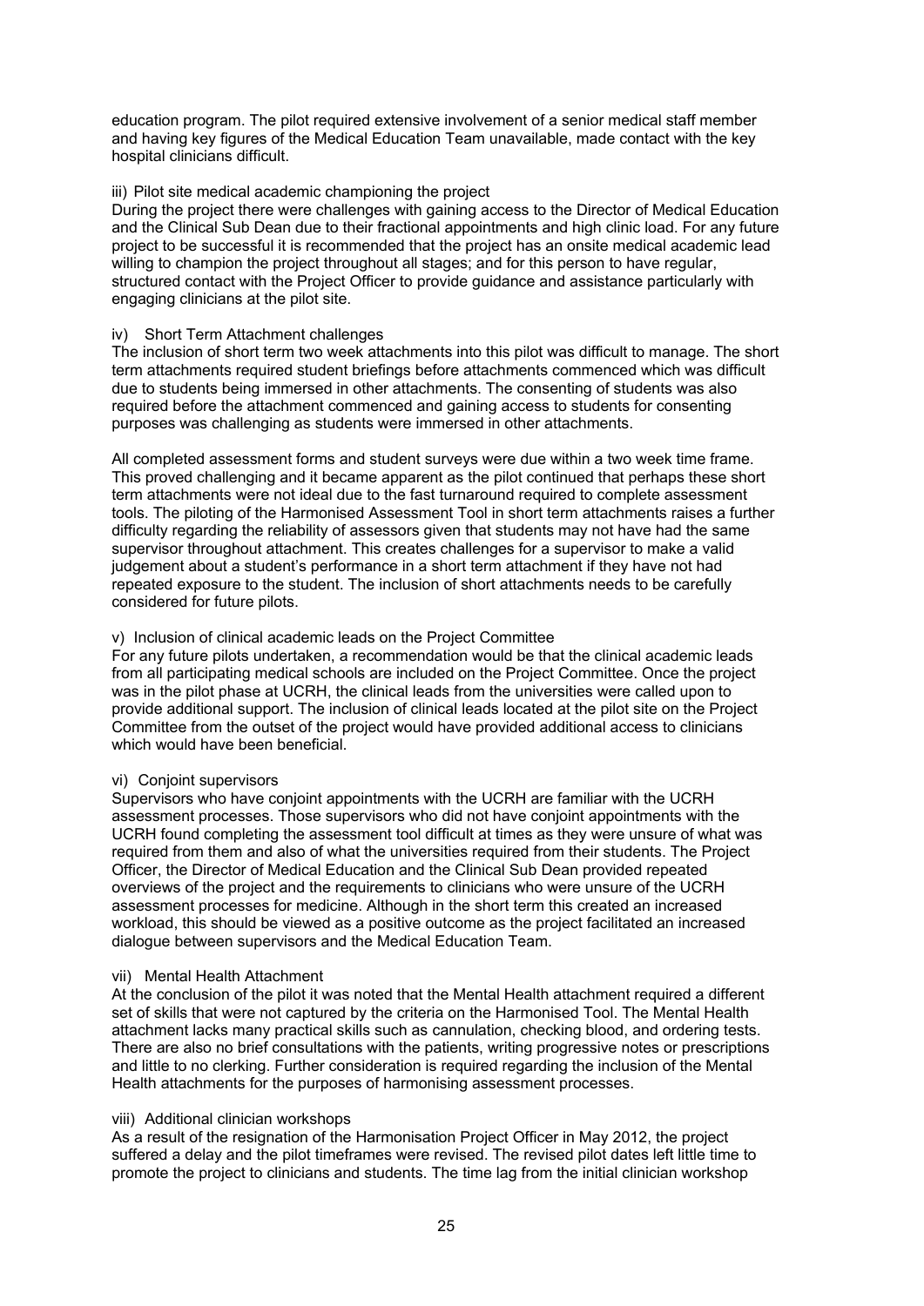education program. The pilot required extensive involvement of a senior medical staff member and having key figures of the Medical Education Team unavailable, made contact with the key hospital clinicians difficult.

iii) Pilot site medical academic championing the project

During the project there were challenges with gaining access to the Director of Medical Education and the Clinical Sub Dean due to their fractional appointments and high clinic load. For any future project to be successful it is recommended that the project has an onsite medical academic lead willing to champion the project throughout all stages; and for this person to have regular, structured contact with the Project Officer to provide guidance and assistance particularly with engaging clinicians at the pilot site.

iv) Short Term Attachment challenges

The inclusion of short term two week attachments into this pilot was difficult to manage. The short term attachments required student briefings before attachments commenced which was difficult due to students being immersed in other attachments. The consenting of students was also required before the attachment commenced and gaining access to students for consenting purposes was challenging as students were immersed in other attachments.

All completed assessment forms and student surveys were due within a two week time frame. This proved challenging and it became apparent as the pilot continued that perhaps these short term attachments were not ideal due to the fast turnaround required to complete assessment tools. The piloting of the Harmonised Assessment Tool in short term attachments raises a further difficulty regarding the reliability of assessors given that students may not have had the same supervisor throughout attachment. This creates challenges for a supervisor to make a valid judgement about a student's performance in a short term attachment if they have not had repeated exposure to the student. The inclusion of short attachments needs to be carefully considered for future pilots.

v) Inclusion of clinical academic leads on the Project Committee

For any future pilots undertaken, a recommendation would be that the clinical academic leads from all participating medical schools are included on the Project Committee. Once the project was in the pilot phase at UCRH, the clinical leads from the universities were called upon to provide additional support. The inclusion of clinical leads located at the pilot site on the Project Committee from the outset of the project would have provided additional access to clinicians which would have been beneficial.

vi) Conjoint supervisors

Supervisors who have conjoint appointments with the UCRH are familiar with the UCRH assessment processes. Those supervisors who did not have conjoint appointments with the UCRH found completing the assessment tool difficult at times as they were unsure of what was required from them and also of what the universities required from their students. The Project Officer, the Director of Medical Education and the Clinical Sub Dean provided repeated overviews of the project and the requirements to clinicians who were unsure of the UCRH assessment processes for medicine. Although in the short term this created an increased workload, this should be viewed as a positive outcome as the project facilitated an increased dialogue between supervisors and the Medical Education Team.

vii) Mental Health Attachment

At the conclusion of the pilot it was noted that the Mental Health attachment required a different set of skills that were not captured by the criteria on the Harmonised Tool. The Mental Health attachment lacks many practical skills such as cannulation, checking blood, and ordering tests. There are also no brief consultations with the patients, writing progressive notes or prescriptions and little to no clerking. Further consideration is required regarding the inclusion of the Mental Health attachments for the purposes of harmonising assessment processes.

viii) Additional clinician workshops

As a result of the resignation of the Harmonisation Project Officer in May 2012, the project suffered a delay and the pilot timeframes were revised. The revised pilot dates left little time to promote the project to clinicians and students. The time lag from the initial clinician workshop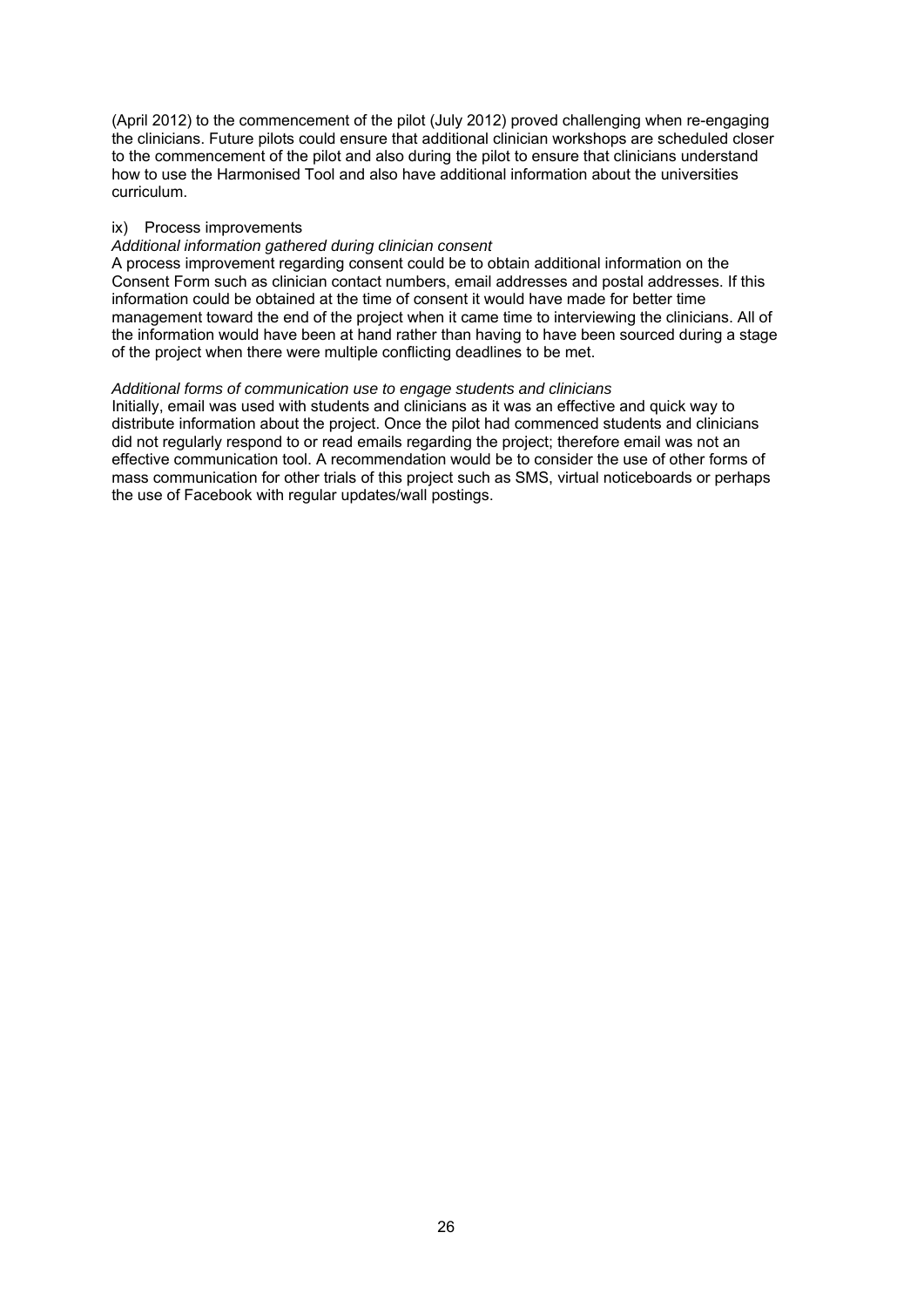(April 2012) to the commencement of the pilot (July 2012) proved challenging when re-engaging the clinicians. Future pilots could ensure that additional clinician workshops are scheduled closer to the commencement of the pilot and also during the pilot to ensure that clinicians understand how to use the Harmonised Tool and also have additional information about the universities curriculum.

ix) Process improvements

*Additional information gathered during clinician consent*

A process improvement regarding consent could be to obtain additional information on the Consent Form such as clinician contact numbers, email addresses and postal addresses. If this information could be obtained at the time of consent it would have made for better time management toward the end of the project when it came time to interviewing the clinicians. All of the information would have been at hand rather than having to have been sourced during a stage of the project when there were multiple conflicting deadlines to be met.

*Additional forms of communication use to engage students and clinicians*

Initially, email was used with students and clinicians as it was an effective and quick way to distribute information about the project. Once the pilot had commenced students and clinicians did not regularly respond to or read emails regarding the project; therefore email was not an effective communication tool. A recommendation would be to consider the use of other forms of mass communication for other trials of this project such as SMS, virtual noticeboards or perhaps the use of Facebook with regular updates/wall postings.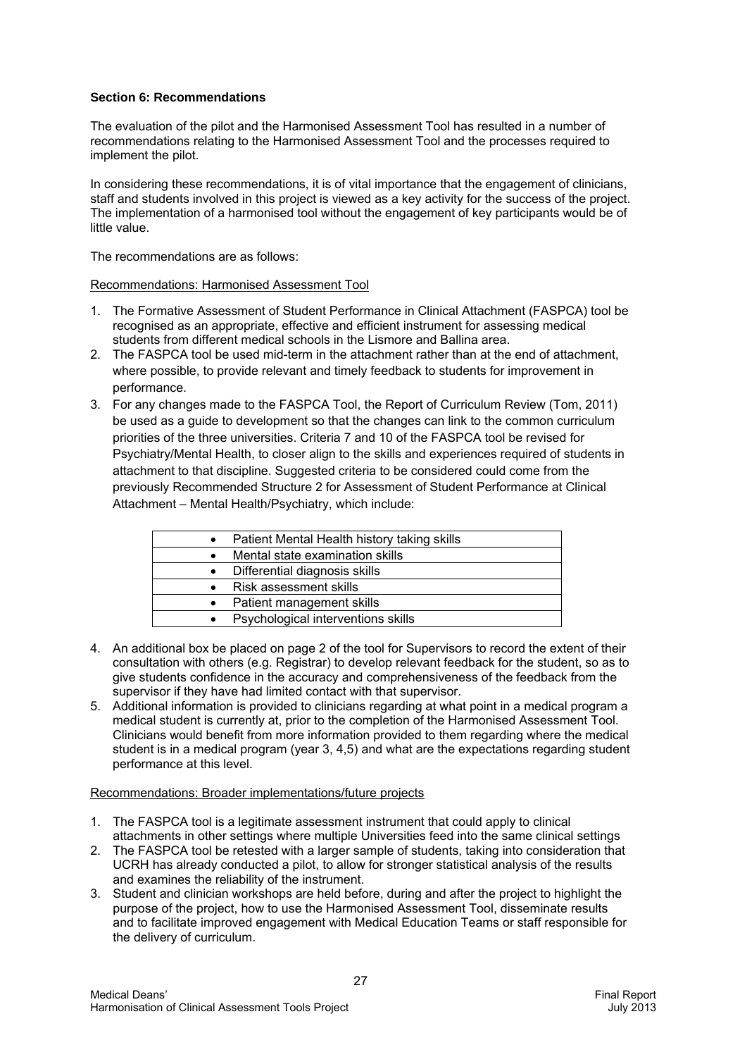**Section 6: Recommendations**

The evaluation of the pilot and the Harmonised Assessment Tool has resulted in a number of recommendations relating to the Harmonised Assessment Tool and the processes required to implement the pilot.

In considering these recommendations, it is of vital importance that the engagement of clinicians, staff and students involved in this project is viewed as a key activity for the success of the project. The implementation of a harmonised tool without the engagement of key participants would be of little value.

The recommendations are as follows:

Recommendations: Harmonised Assessment Tool

1. The Formative Assessment of Student Performance in Clinical Attachment (FASPCA) tool be recognised as an appropriate, effective and efficient instrument for assessing medical students from different medical schools in the Lismore and Ballina area.
2. The FASPCA tool be used mid-term in the attachment rather than at the end of attachment, where possible, to provide relevant and timely feedback to students for improvement in performance.
3. For any changes made to the FASPCA Tool, the Report of Curriculum Review (Tom, 2011) be used as a guide to development so that the changes can link to the common curriculum priorities of the three universities. Criteria 7 and 10 of the FASPCA tool be revised for Psychiatry/Mental Health, to closer align to the skills and experiences required of students in attachment to that discipline. Suggested criteria to be considered could come from the previously Recommended Structure 2 for Assessment of Student Performance at Clinical Attachment – Mental Health/Psychiatry, which include:

| |
|---|
| • Patient Mental Health history taking skills |
| • Mental state examination skills |
| • Differential diagnosis skills |
| • Risk assessment skills |
| • Patient management skills |
| • Psychological interventions skills |

4. An additional box be placed on page 2 of the tool for Supervisors to record the extent of their consultation with others (e.g. Registrar) to develop relevant feedback for the student, so as to give students confidence in the accuracy and comprehensiveness of the feedback from the supervisor if they have had limited contact with that supervisor.
5. Additional information is provided to clinicians regarding at what point in a medical program a medical student is currently at, prior to the completion of the Harmonised Assessment Tool. Clinicians would benefit from more information provided to them regarding where the medical student is in a medical program (year 3, 4,5) and what are the expectations regarding student performance at this level.

Recommendations: Broader implementations/future projects

1. The FASPCA tool is a legitimate assessment instrument that could apply to clinical attachments in other settings where multiple Universities feed into the same clinical settings
2. The FASPCA tool be retested with a larger sample of students, taking into consideration that UCRH has already conducted a pilot, to allow for stronger statistical analysis of the results and examines the reliability of the instrument.
3. Student and clinician workshops are held before, during and after the project to highlight the purpose of the project, how to use the Harmonised Assessment Tool, disseminate results and to facilitate improved engagement with Medical Education Teams or staff responsible for the delivery of curriculum.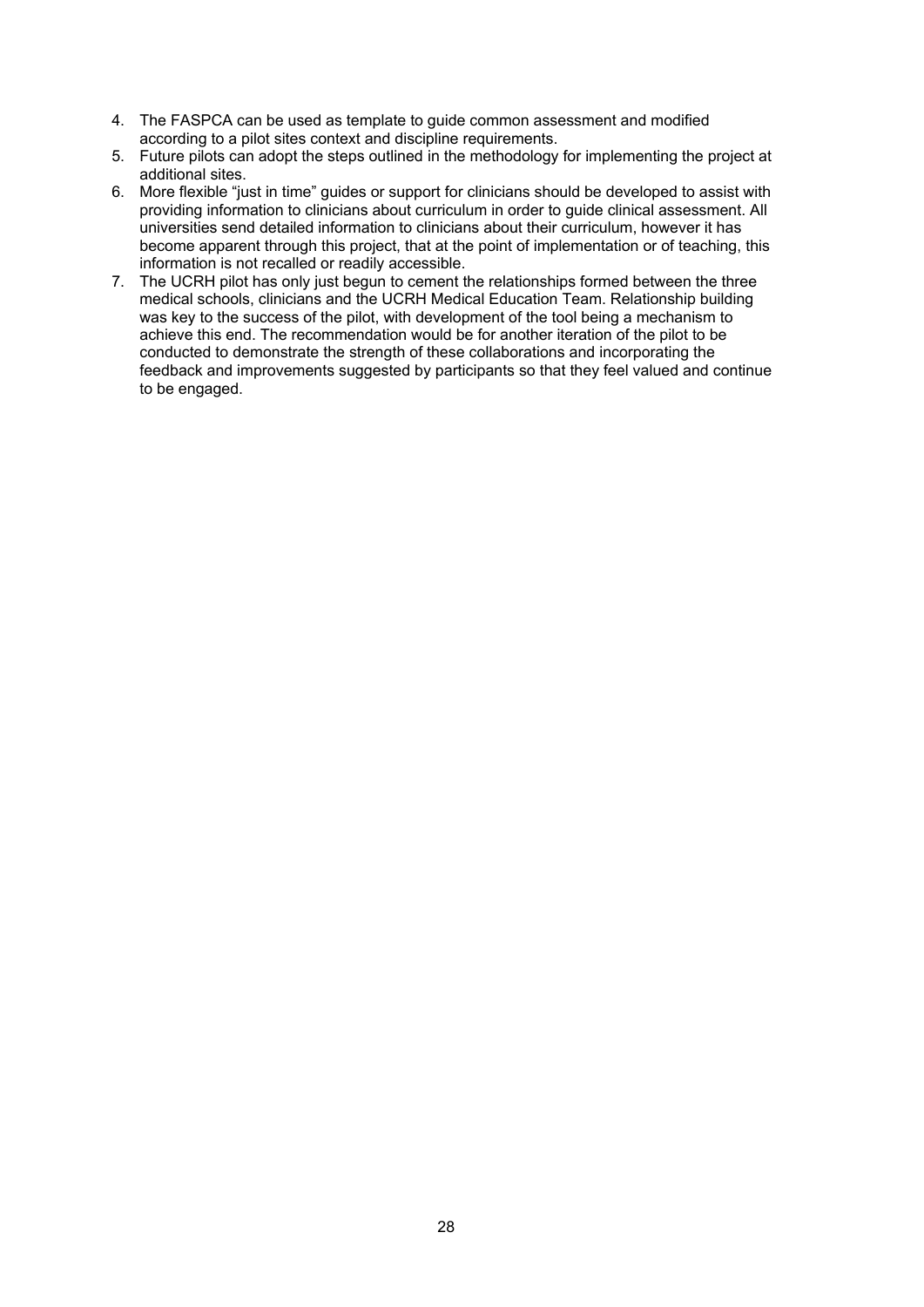4. The FASPCA can be used as template to guide common assessment and modified according to a pilot sites context and discipline requirements.
5. Future pilots can adopt the steps outlined in the methodology for implementing the project at additional sites.
6. More flexible "just in time" guides or support for clinicians should be developed to assist with providing information to clinicians about curriculum in order to guide clinical assessment. All universities send detailed information to clinicians about their curriculum, however it has become apparent through this project, that at the point of implementation or of teaching, this information is not recalled or readily accessible.
7. The UCRH pilot has only just begun to cement the relationships formed between the three medical schools, clinicians and the UCRH Medical Education Team. Relationship building was key to the success of the pilot, with development of the tool being a mechanism to achieve this end. The recommendation would be for another iteration of the pilot to be conducted to demonstrate the strength of these collaborations and incorporating the feedback and improvements suggested by participants so that they feel valued and continue to be engaged.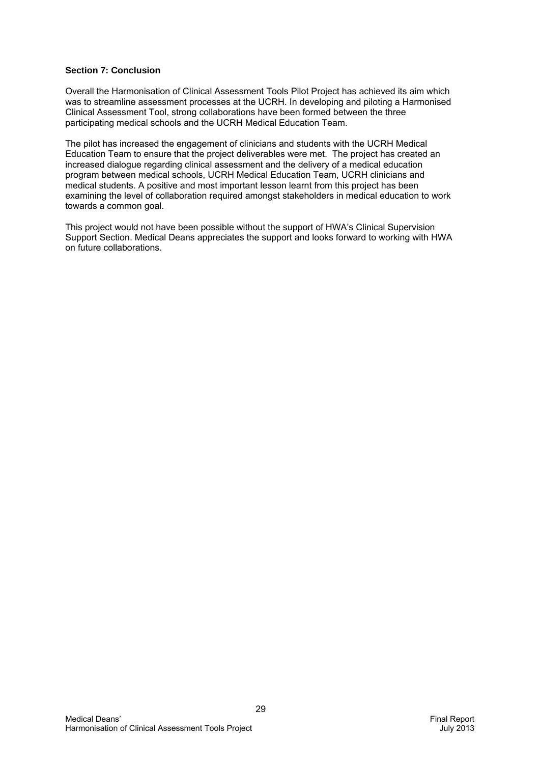**Section 7: Conclusion**

Overall the Harmonisation of Clinical Assessment Tools Pilot Project has achieved its aim which was to streamline assessment processes at the UCRH. In developing and piloting a Harmonised Clinical Assessment Tool, strong collaborations have been formed between the three participating medical schools and the UCRH Medical Education Team.

The pilot has increased the engagement of clinicians and students with the UCRH Medical Education Team to ensure that the project deliverables were met. The project has created an increased dialogue regarding clinical assessment and the delivery of a medical education program between medical schools, UCRH Medical Education Team, UCRH clinicians and medical students. A positive and most important lesson learnt from this project has been examining the level of collaboration required amongst stakeholders in medical education to work towards a common goal.

This project would not have been possible without the support of HWA's Clinical Supervision Support Section. Medical Deans appreciates the support and looks forward to working with HWA on future collaborations.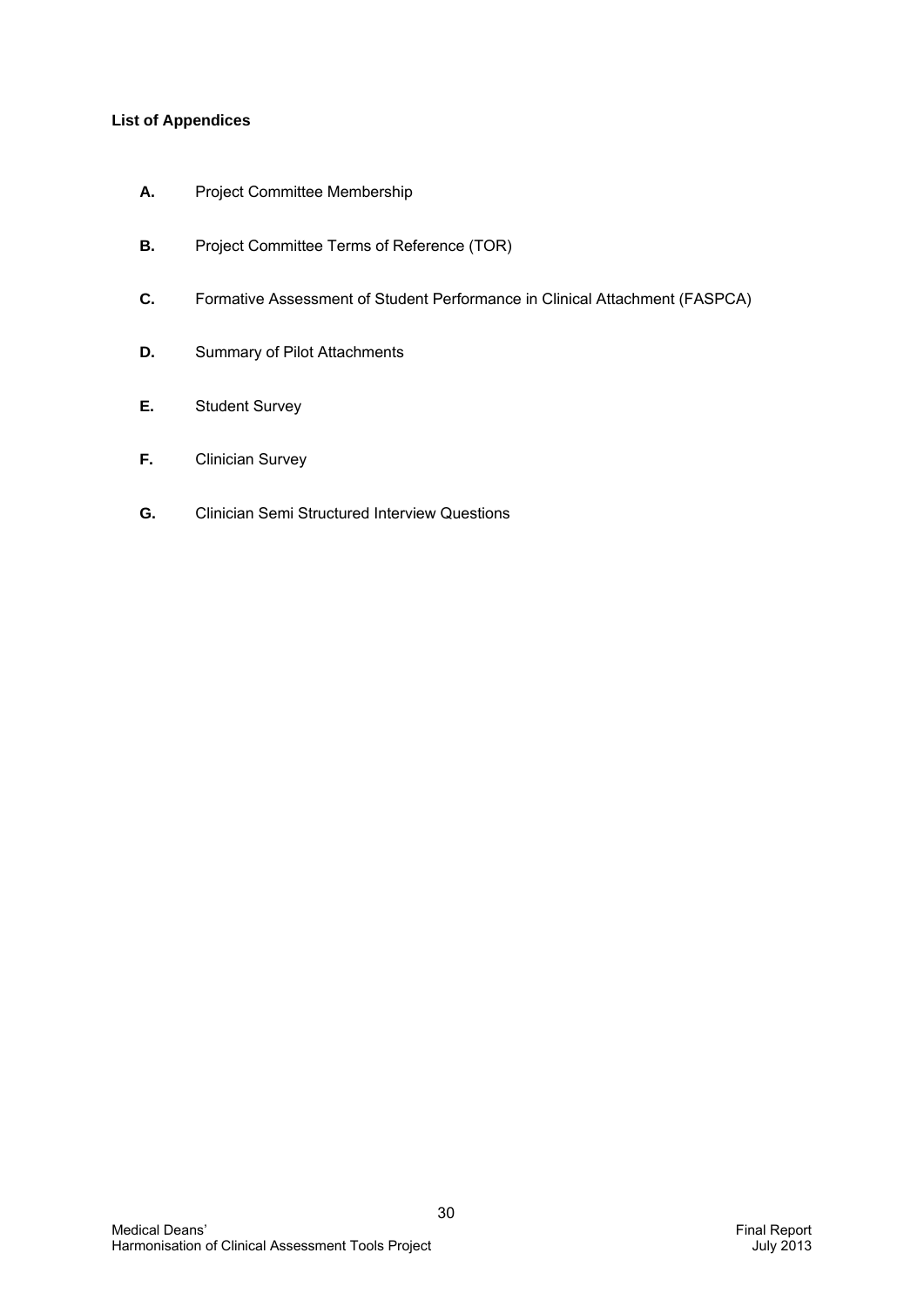**List of Appendices**

- **A.** Project Committee Membership
- **B.** Project Committee Terms of Reference (TOR)
- **C.** Formative Assessment of Student Performance in Clinical Attachment (FASPCA)
- **D.** Summary of Pilot Attachments
- **E.** Student Survey
- **F.** Clinician Survey
- **G.** Clinician Semi Structured Interview Questions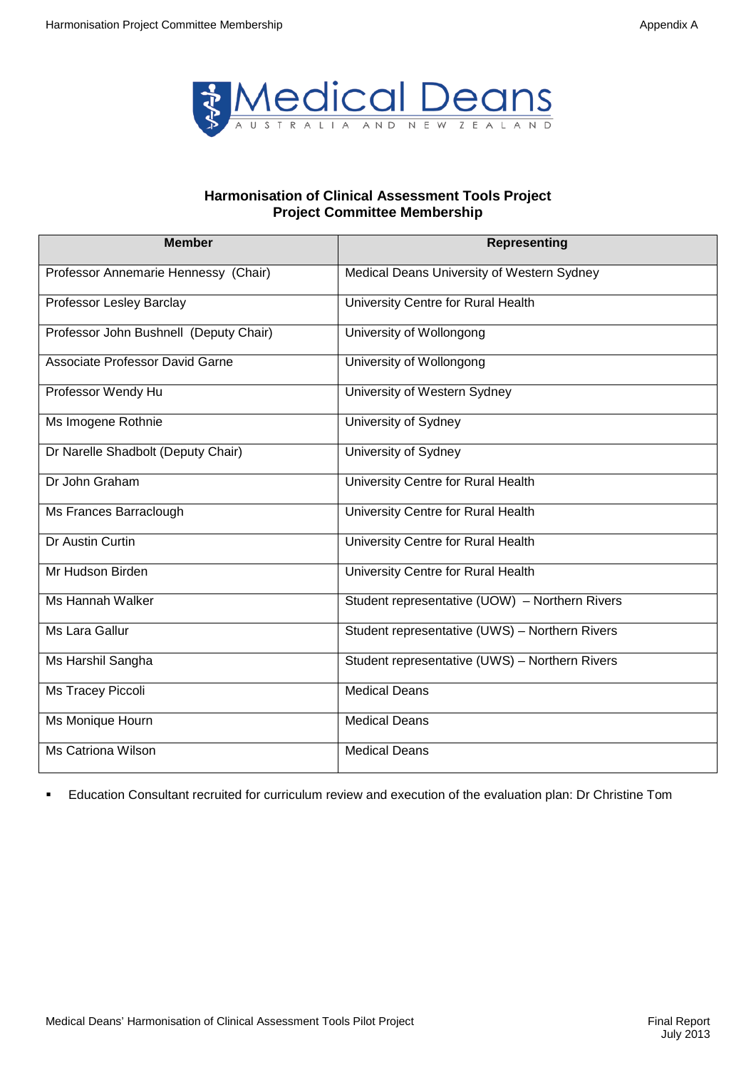## Harmonisation of Clinical Assessment Tools Project
## Project Committee Membership

| Member | Representing |
|---|---|
| Professor Annemarie Hennessy (Chair) | Medical Deans University of Western Sydney |
| Professor Lesley Barclay | University Centre for Rural Health |
| Professor John Bushnell (Deputy Chair) | University of Wollongong |
| Associate Professor David Garne | University of Wollongong |
| Professor Wendy Hu | University of Western Sydney |
| Ms Imogene Rothnie | University of Sydney |
| Dr Narelle Shadbolt (Deputy Chair) | University of Sydney |
| Dr John Graham | University Centre for Rural Health |
| Ms Frances Barraclough | University Centre for Rural Health |
| Dr Austin Curtin | University Centre for Rural Health |
| Mr Hudson Birden | University Centre for Rural Health |
| Ms Hannah Walker | Student representative (UOW) – Northern Rivers |
| Ms Lara Gallur | Student representative (UWS) – Northern Rivers |
| Ms Harshil Sangha | Student representative (UWS) – Northern Rivers |
| Ms Tracey Piccoli | Medical Deans |
| Ms Monique Hourn | Medical Deans |
| Ms Catriona Wilson | Medical Deans |

- Education Consultant recruited for curriculum review and execution of the evaluation plan: Dr Christine Tom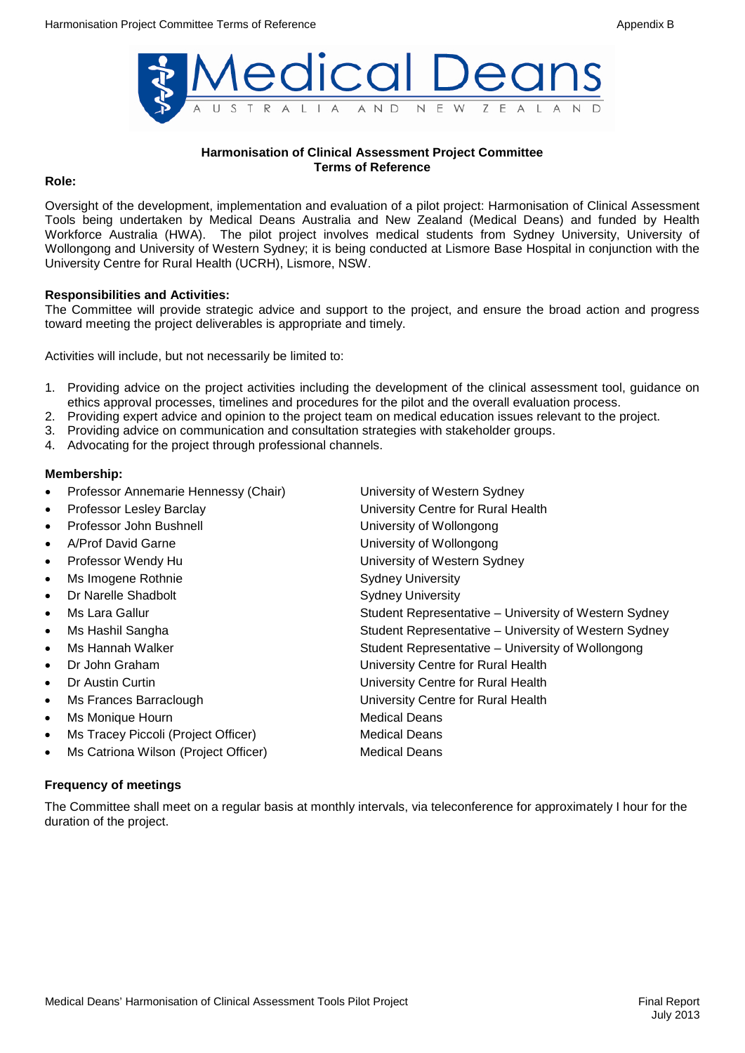Medical Deans

AUSTRALIA AND NEW ZEALAND

**Harmonisation of Clinical Assessment Project Committee**
**Terms of Reference**

**Role:**

Oversight of the development, implementation and evaluation of a pilot project: Harmonisation of Clinical Assessment Tools being undertaken by Medical Deans Australia and New Zealand (Medical Deans) and funded by Health Workforce Australia (HWA). The pilot project involves medical students from Sydney University, University of Wollongong and University of Western Sydney; it is being conducted at Lismore Base Hospital in conjunction with the University Centre for Rural Health (UCRH), Lismore, NSW.

**Responsibilities and Activities:**

The Committee will provide strategic advice and support to the project, and ensure the broad action and progress toward meeting the project deliverables is appropriate and timely.

Activities will include, but not necessarily be limited to:

1. Providing advice on the project activities including the development of the clinical assessment tool, guidance on ethics approval processes, timelines and procedures for the pilot and the overall evaluation process.
2. Providing expert advice and opinion to the project team on medical education issues relevant to the project.
3. Providing advice on communication and consultation strategies with stakeholder groups.
4. Advocating for the project through professional channels.

**Membership:**

- Professor Annemarie Hennessy (Chair) — University of Western Sydney
- Professor Lesley Barclay — University Centre for Rural Health
- Professor John Bushnell — University of Wollongong
- A/Prof David Garne — University of Wollongong
- Professor Wendy Hu — University of Western Sydney
- Ms Imogene Rothnie — Sydney University
- Dr Narelle Shadbolt — Sydney University
- Ms Lara Gallur — Student Representative – University of Western Sydney
- Ms Hashil Sangha — Student Representative – University of Western Sydney
- Ms Hannah Walker — Student Representative – University of Wollongong
- Dr John Graham — University Centre for Rural Health
- Dr Austin Curtin — University Centre for Rural Health
- Ms Frances Barraclough — University Centre for Rural Health
- Ms Monique Hourn — Medical Deans
- Ms Tracey Piccoli (Project Officer) — Medical Deans
- Ms Catriona Wilson (Project Officer) — Medical Deans

**Frequency of meetings**

The Committee shall meet on a regular basis at monthly intervals, via teleconference for approximately I hour for the duration of the project.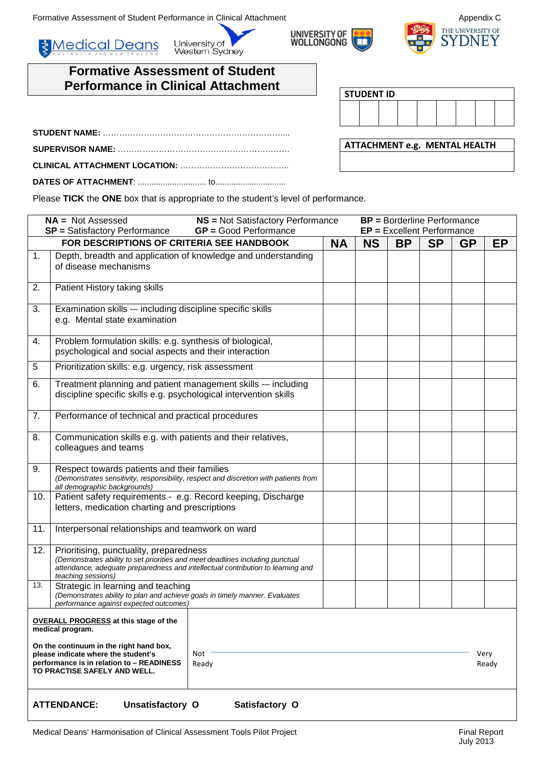Appendix C

# Formative Assessment of Student Performance in Clinical Attachment

| STUDENT ID | | | | | | | | |
|---|---|---|---|---|---|---|---|---|
| | | | | | | | | |

**STUDENT NAME:** ……………………………………………………………..

**SUPERVISOR NAME:** ………………………………………………………

**CLINICAL ATTACHMENT LOCATION:** …………………………………

**DATES OF ATTACHMENT**: .............................. to...............................

| ATTACHMENT e.g. MENTAL HEALTH |
|---|
| |

Please **TICK** the **ONE** box that is appropriate to the student's level of performance.

**NA =** Not Assessed **NS =** Not Satisfactory Performance **BP =** Borderline Performance
**SP =** Satisfactory Performance **GP =** Good Performance **EP =** Excellent Performance

| | FOR DESCRIPTIONS OF CRITERIA SEE HANDBOOK | NA | NS | BP | SP | GP | EP |
|---|---|---|---|---|---|---|---|
| 1. | Depth, breadth and application of knowledge and understanding of disease mechanisms | | | | | | |
| 2. | Patient History taking skills | | | | | | |
| 3. | Examination skills -– including discipline specific skills e.g. Mental state examination | | | | | | |
| 4. | Problem formulation skills: e.g. synthesis of biological, psychological and social aspects and their interaction | | | | | | |
| 5 | Prioritization skills: e.g. urgency, risk assessment | | | | | | |
| 6. | Treatment planning and patient management skills -– including discipline specific skills e.g. psychological intervention skills | | | | | | |
| 7. | Performance of technical and practical procedures | | | | | | |
| 8. | Communication skills e.g. with patients and their relatives, colleagues and teams | | | | | | |
| 9. | Respect towards patients and their families *(Demonstrates sensitivity, responsibility, respect and discretion with patients from all demographic backgrounds)* | | | | | | |
| 10. | Patient safety requirements - e.g. Record keeping, Discharge letters, medication charting and prescriptions | | | | | | |
| 11. | Interpersonal relationships and teamwork on ward | | | | | | |
| 12. | Prioritising, punctuality, preparedness *(Demonstrates ability to set priorities and meet deadlines including punctual attendance, adequate preparedness and intellectual contribution to learning and teaching sessions)* | | | | | | |
| 13. | Strategic in learning and teaching *(Demonstrates ability to plan and achieve goals in timely manner. Evaluates performance against expected outcomes)* | | | | | | |

| **OVERALL PROGRESS at this stage of the medical program.** On the continuum in the right hand box, please indicate where the student's performance is in relation to – READINESS TO PRACTISE SAFELY AND WELL. | Not Ready ———————————————————— Very Ready |
|---|---|

**ATTENDANCE:** **Unsatisfactory O** **Satisfactory O**

Medical Deans' Harmonisation of Clinical Assessment Tools Pilot Project — Final Report July 2013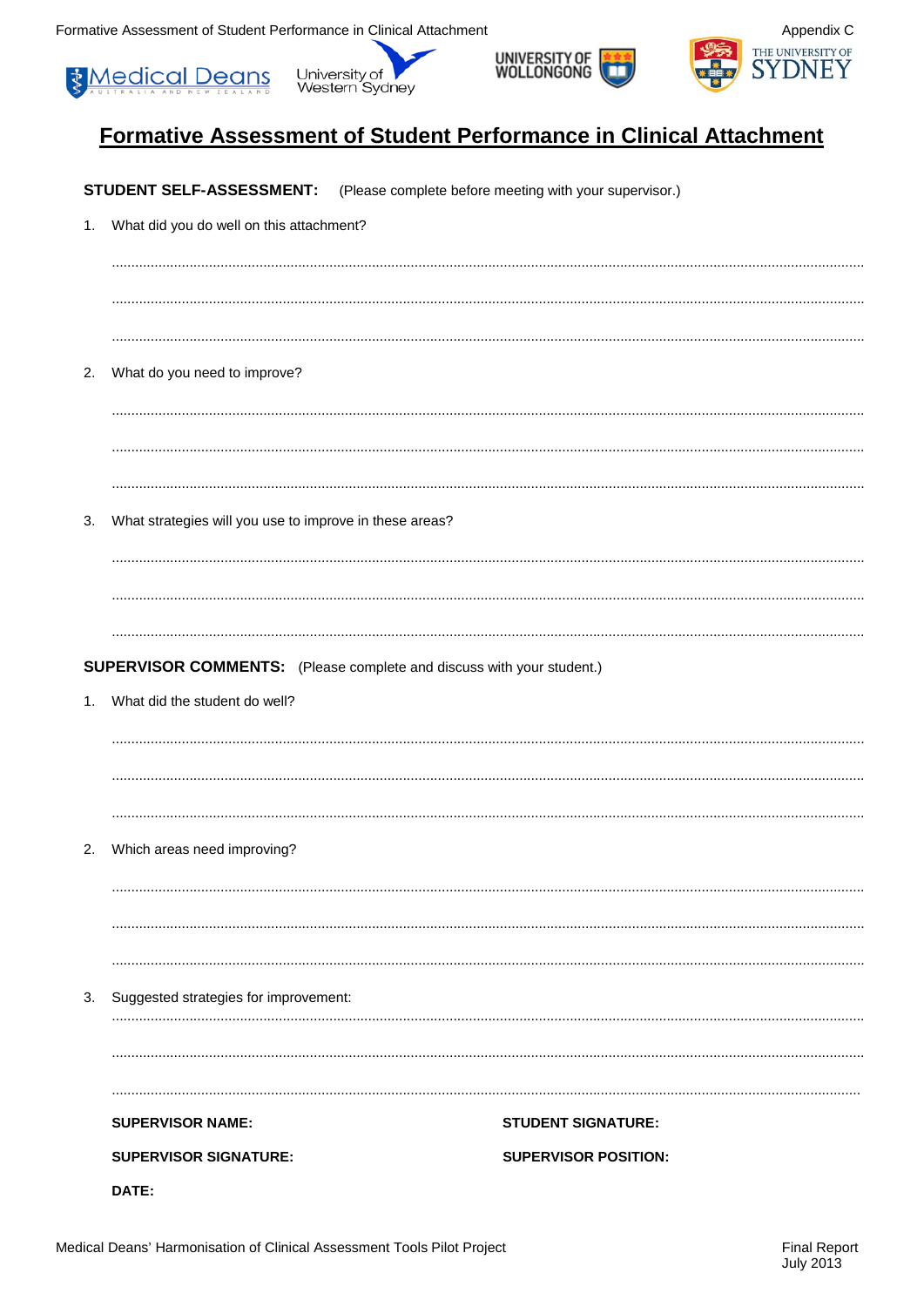# Formative Assessment of Student Performance in Clinical Attachment

**STUDENT SELF-ASSESSMENT:** (Please complete before meeting with your supervisor.)

1. What did you do well on this attachment?

.....................................................................................................................................................................

.....................................................................................................................................................................

.....................................................................................................................................................................

2. What do you need to improve?

.....................................................................................................................................................................

.....................................................................................................................................................................

.....................................................................................................................................................................

3. What strategies will you use to improve in these areas?

.....................................................................................................................................................................

.....................................................................................................................................................................

.....................................................................................................................................................................

**SUPERVISOR COMMENTS:** (Please complete and discuss with your student.)

1. What did the student do well?

.....................................................................................................................................................................

.....................................................................................................................................................................

.....................................................................................................................................................................

2. Which areas need improving?

.....................................................................................................................................................................

.....................................................................................................................................................................

.....................................................................................................................................................................

3. Suggested strategies for improvement:

.....................................................................................................................................................................

.....................................................................................................................................................................

.....................................................................................................................................................................

**SUPERVISOR NAME:**

**STUDENT SIGNATURE:**

**SUPERVISOR SIGNATURE:**

**SUPERVISOR POSITION:**

**DATE:**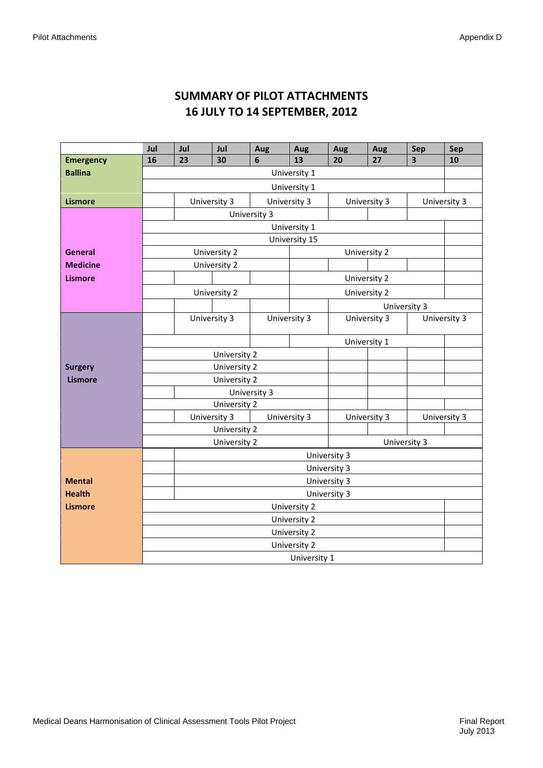# SUMMARY OF PILOT ATTACHMENTS
# 16 JULY TO 14 SEPTEMBER, 2012

| | Jul 16 | Jul 23 | Jul 30 | Aug 6 | Aug 13 | Aug 20 | Aug 27 | Sep 3 | Sep 10 |
|---|---|---|---|---|---|---|---|---|---|
| **Emergency Ballina** | University 1 | | | | | | | | |
| | University 1 | | | | | | | | |
| **Lismore** | | University 3 | | University 3 | | University 3 | | University 3 | |
| **General Medicine Lismore** | | University 3 | | | | | | | |
| | University 1 | | | | | | | | |
| | University 15 | | | | | | | | |
| | University 2 | | | | University 2 | | | | |
| | University 2 | | | | | | | | |
| | | | | | University 2 | | | | |
| | University 2 | | | | University 2 | | | | |
| | | | | | | University 3 | | | |
| **Surgery Lismore** | | University 3 | | University 3 | | University 3 | | University 3 | |
| | | | | | University 1 | | | | |
| | University 2 | | | | | | | | |
| | University 2 | | | | | | | | |
| | University 2 | | | | | | | | |
| | | University 3 | | | | | | | |
| | University 2 | | | | | | | | |
| | | University 3 | | University 3 | | University 3 | | University 3 | |
| | University 2 | | | | | | | | |
| | University 2 | | | | | University 3 | | | |
| **Mental Health Lismore** | | University 3 | | | | | | | |
| | | University 3 | | | | | | | |
| | | University 3 | | | | | | | |
| | | University 3 | | | | | | | |
| | University 2 | | | | | | | | |
| | University 2 | | | | | | | | |
| | University 2 | | | | | | | | |
| | University 2 | | | | | | | | |
| | University 1 | | | | | | | | |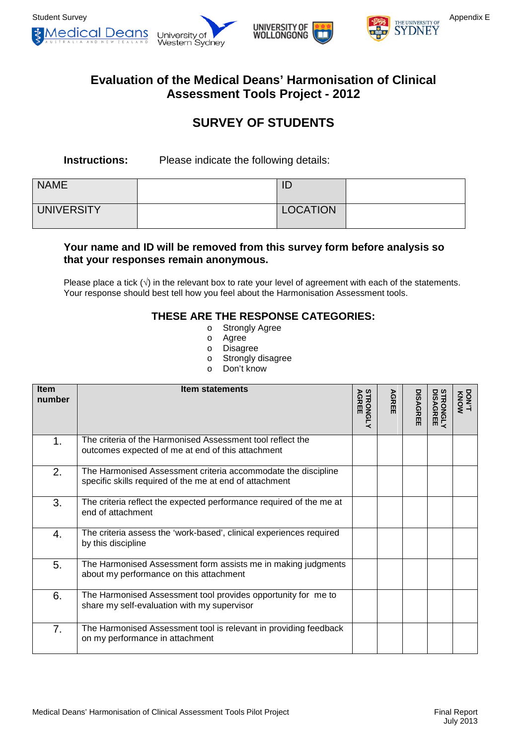Student Survey

Appendix E

# Evaluation of the Medical Deans' Harmonisation of Clinical Assessment Tools Project - 2012

## SURVEY OF STUDENTS

**Instructions:** Please indicate the following details:

| NAME | | ID | |
|---|---|---|---|
| UNIVERSITY | | LOCATION | |

**Your name and ID will be removed from this survey form before analysis so that your responses remain anonymous.**

Please place a tick (√) in the relevant box to rate your level of agreement with each of the statements. Your response should best tell how you feel about the Harmonisation Assessment tools.

### THESE ARE THE RESPONSE CATEGORIES:

- Strongly Agree
- Agree
- Disagree
- Strongly disagree
- Don't know

| Item number | Item statements | STRONGLY AGREE | AGREE | DISAGREE | STRONGLY DISAGREE | DON'T KNOW |
|---|---|---|---|---|---|---|
| 1. | The criteria of the Harmonised Assessment tool reflect the outcomes expected of me at end of this attachment | | | | | |
| 2. | The Harmonised Assessment criteria accommodate the discipline specific skills required of the me at end of attachment | | | | | |
| 3. | The criteria reflect the expected performance required of the me at end of attachment | | | | | |
| 4. | The criteria assess the 'work-based', clinical experiences required by this discipline | | | | | |
| 5. | The Harmonised Assessment form assists me in making judgments about my performance on this attachment | | | | | |
| 6. | The Harmonised Assessment tool provides opportunity for me to share my self-evaluation with my supervisor | | | | | |
| 7. | The Harmonised Assessment tool is relevant in providing feedback on my performance in attachment | | | | | |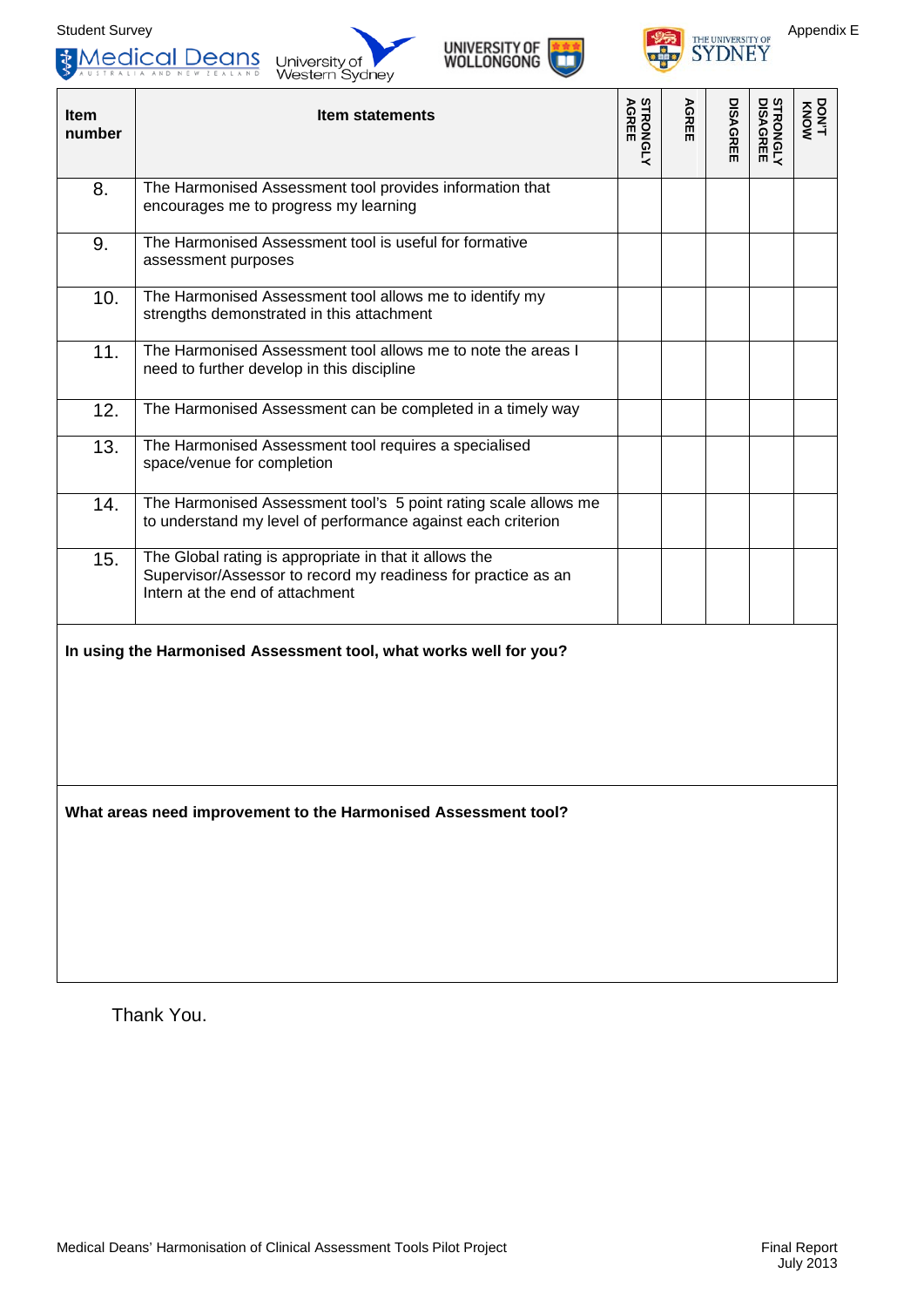Student Survey

Appendix E

| Item number | Item statements | STRONGLY AGREE | AGREE | DISAGREE | STRONGLY DISAGREE | DON'T KNOW |
|---|---|---|---|---|---|---|
| 8. | The Harmonised Assessment tool provides information that encourages me to progress my learning | | | | | |
| 9. | The Harmonised Assessment tool is useful for formative assessment purposes | | | | | |
| 10. | The Harmonised Assessment tool allows me to identify my strengths demonstrated in this attachment | | | | | |
| 11. | The Harmonised Assessment tool allows me to note the areas I need to further develop in this discipline | | | | | |
| 12. | The Harmonised Assessment can be completed in a timely way | | | | | |
| 13. | The Harmonised Assessment tool requires a specialised space/venue for completion | | | | | |
| 14. | The Harmonised Assessment tool's 5 point rating scale allows me to understand my level of performance against each criterion | | | | | |
| 15. | The Global rating is appropriate in that it allows the Supervisor/Assessor to record my readiness for practice as an Intern at the end of attachment | | | | | |

**In using the Harmonised Assessment tool, what works well for you?**

**What areas need improvement to the Harmonised Assessment tool?**

Thank You.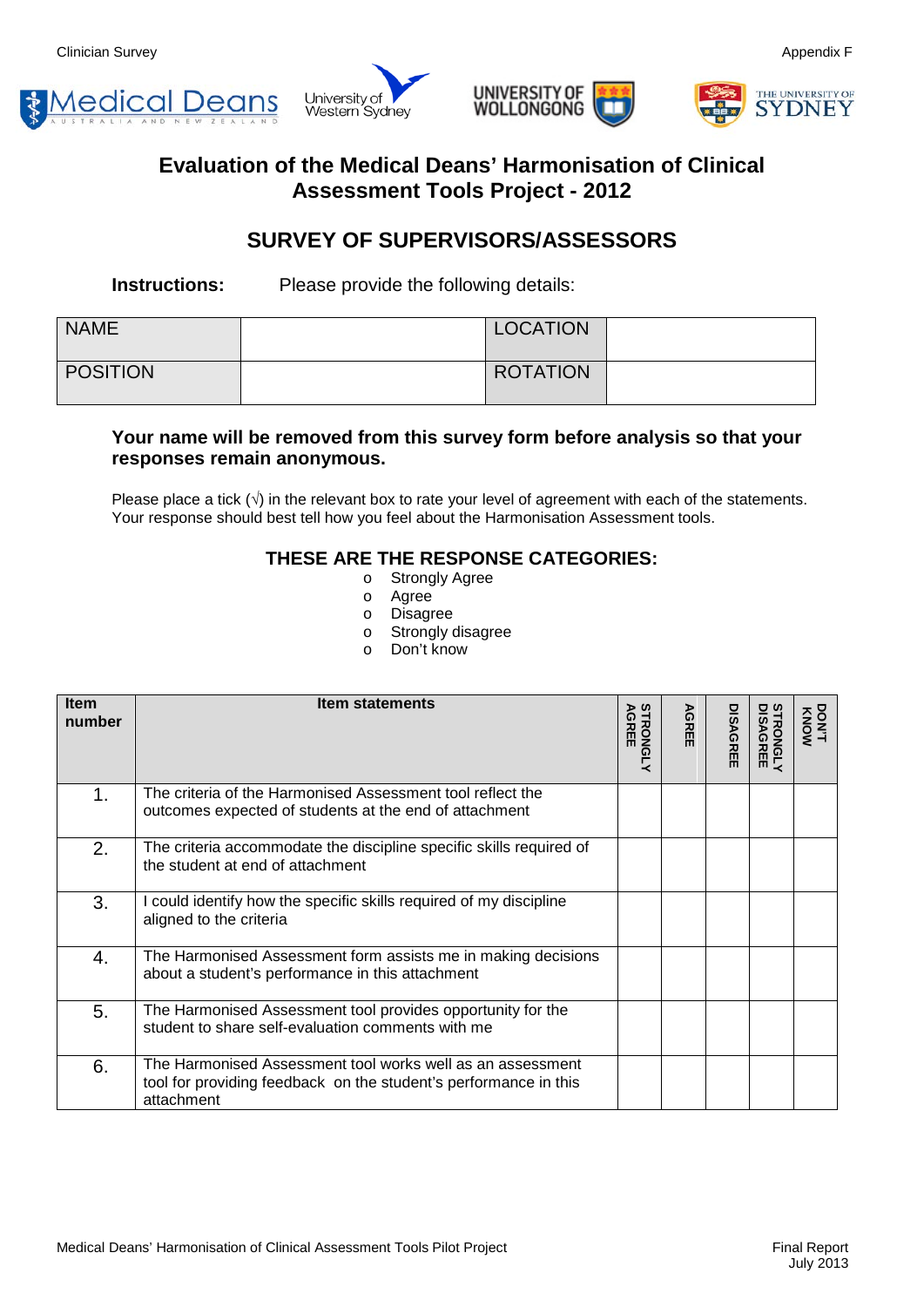# Evaluation of the Medical Deans' Harmonisation of Clinical Assessment Tools Project - 2012

## SURVEY OF SUPERVISORS/ASSESSORS

**Instructions:** Please provide the following details:

| NAME | | LOCATION | |
|---|---|---|---|
| POSITION | | ROTATION | |

**Your name will be removed from this survey form before analysis so that your responses remain anonymous.**

Please place a tick (√) in the relevant box to rate your level of agreement with each of the statements. Your response should best tell how you feel about the Harmonisation Assessment tools.

### THESE ARE THE RESPONSE CATEGORIES:

- Strongly Agree
- Agree
- Disagree
- Strongly disagree
- Don't know

| Item number | Item statements | STRONGLY AGREE | AGREE | DISAGREE | STRONGLY DISAGREE | DON'T KNOW |
|---|---|---|---|---|---|---|
| 1. | The criteria of the Harmonised Assessment tool reflect the outcomes expected of students at the end of attachment | | | | | |
| 2. | The criteria accommodate the discipline specific skills required of the student at end of attachment | | | | | |
| 3. | I could identify how the specific skills required of my discipline aligned to the criteria | | | | | |
| 4. | The Harmonised Assessment form assists me in making decisions about a student's performance in this attachment | | | | | |
| 5. | The Harmonised Assessment tool provides opportunity for the student to share self-evaluation comments with me | | | | | |
| 6. | The Harmonised Assessment tool works well as an assessment tool for providing feedback on the student's performance in this attachment | | | | | |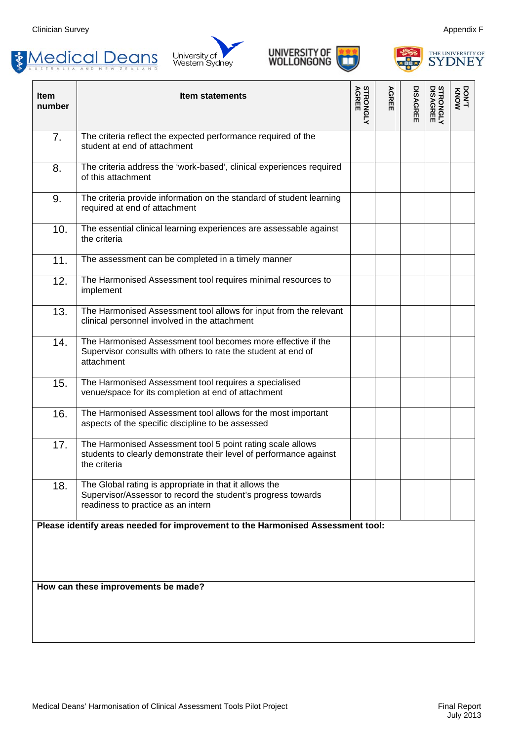| Item number | Item statements | STRONGLY AGREE | AGREE | DISAGREE | STRONGLY DISAGREE | DON'T KNOW |
|---|---|---|---|---|---|---|
| 7. | The criteria reflect the expected performance required of the student at end of attachment | | | | | |
| 8. | The criteria address the 'work-based', clinical experiences required of this attachment | | | | | |
| 9. | The criteria provide information on the standard of student learning required at end of attachment | | | | | |
| 10. | The essential clinical learning experiences are assessable against the criteria | | | | | |
| 11. | The assessment can be completed in a timely manner | | | | | |
| 12. | The Harmonised Assessment tool requires minimal resources to implement | | | | | |
| 13. | The Harmonised Assessment tool allows for input from the relevant clinical personnel involved in the attachment | | | | | |
| 14. | The Harmonised Assessment tool becomes more effective if the Supervisor consults with others to rate the student at end of attachment | | | | | |
| 15. | The Harmonised Assessment tool requires a specialised venue/space for its completion at end of attachment | | | | | |
| 16. | The Harmonised Assessment tool allows for the most important aspects of the specific discipline to be assessed | | | | | |
| 17. | The Harmonised Assessment tool 5 point rating scale allows students to clearly demonstrate their level of performance against the criteria | | | | | |
| 18. | The Global rating is appropriate in that it allows the Supervisor/Assessor to record the student's progress towards readiness to practice as an intern | | | | | |

**Please identify areas needed for improvement to the Harmonised Assessment tool:**

**How can these improvements be made?**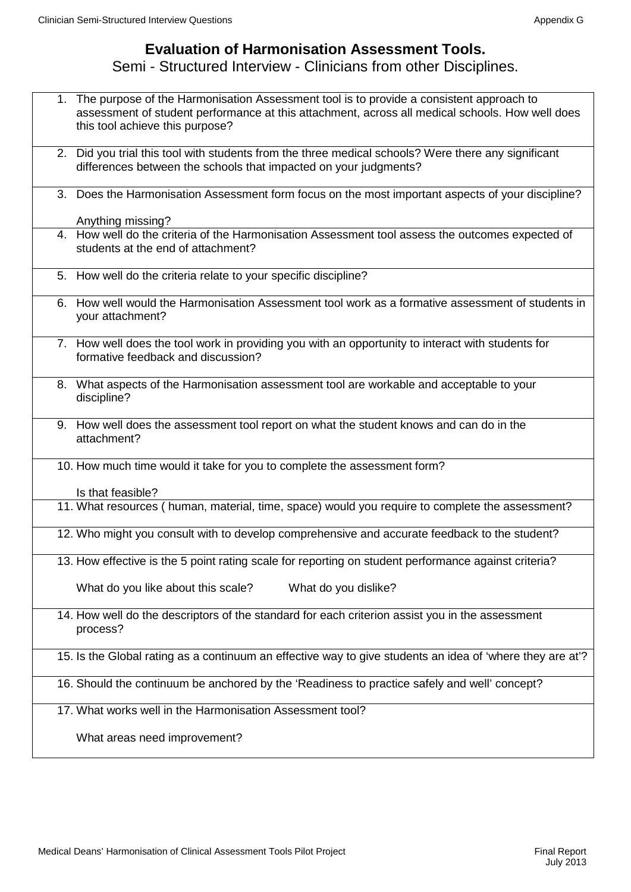# Evaluation of Harmonisation Assessment Tools.

## Semi - Structured Interview - Clinicians from other Disciplines.

1. The purpose of the Harmonisation Assessment tool is to provide a consistent approach to assessment of student performance at this attachment, across all medical schools. How well does this tool achieve this purpose?

2. Did you trial this tool with students from the three medical schools? Were there any significant differences between the schools that impacted on your judgments?

3. Does the Harmonisation Assessment form focus on the most important aspects of your discipline?

   Anything missing?

4. How well do the criteria of the Harmonisation Assessment tool assess the outcomes expected of students at the end of attachment?

5. How well do the criteria relate to your specific discipline?

6. How well would the Harmonisation Assessment tool work as a formative assessment of students in your attachment?

7. How well does the tool work in providing you with an opportunity to interact with students for formative feedback and discussion?

8. What aspects of the Harmonisation assessment tool are workable and acceptable to your discipline?

9. How well does the assessment tool report on what the student knows and can do in the attachment?

10. How much time would it take for you to complete the assessment form?

    Is that feasible?

11. What resources ( human, material, time, space) would you require to complete the assessment?

12. Who might you consult with to develop comprehensive and accurate feedback to the student?

13. How effective is the 5 point rating scale for reporting on student performance against criteria?

    What do you like about this scale? What do you dislike?

14. How well do the descriptors of the standard for each criterion assist you in the assessment process?

15. Is the Global rating as a continuum an effective way to give students an idea of 'where they are at'?

16. Should the continuum be anchored by the 'Readiness to practice safely and well' concept?

17. What works well in the Harmonisation Assessment tool?

    What areas need improvement?